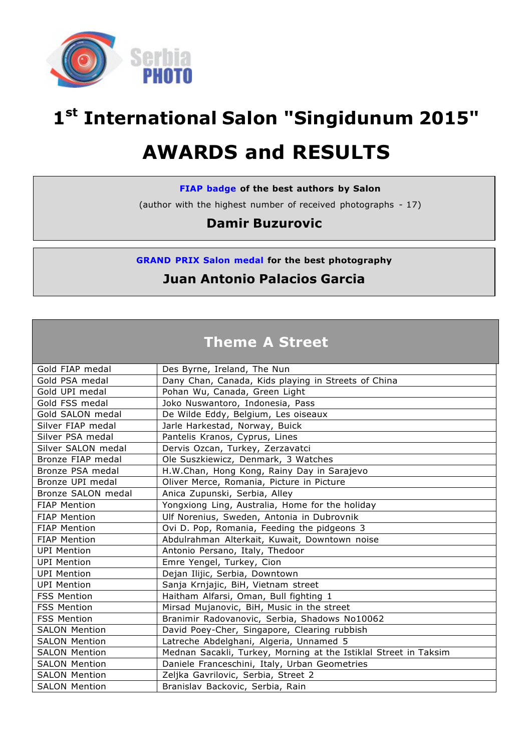Serbia PHOTO

# 1st International Salon "Singidunum 2015"

# AWARDS and RESULTS

**FIAP badge of the best authors by Salon**

(author with the highest number of received photographs - 17)

**Damir Buzurovic**

**GRAND PRIX Salon medal for the best photography**

**Juan Antonio Palacios Garcia**

## Theme A Street

| | |
|---|---|
| Gold FIAP medal | Des Byrne, Ireland, The Nun |
| Gold PSA medal | Dany Chan, Canada, Kids playing in Streets of China |
| Gold UPI medal | Pohan Wu, Canada, Green Light |
| Gold FSS medal | Joko Nuswantoro, Indonesia, Pass |
| Gold SALON medal | De Wilde Eddy, Belgium, Les oiseaux |
| Silver FIAP medal | Jarle Harkestad, Norway, Buick |
| Silver PSA medal | Pantelis Kranos, Cyprus, Lines |
| Silver SALON medal | Dervis Ozcan, Turkey, Zerzavatci |
| Bronze FIAP medal | Ole Suszkiewicz, Denmark, 3 Watches |
| Bronze PSA medal | H.W.Chan, Hong Kong, Rainy Day in Sarajevo |
| Bronze UPI medal | Oliver Merce, Romania, Picture in Picture |
| Bronze SALON medal | Anica Zupunski, Serbia, Alley |
| FIAP Mention | Yongxiong Ling, Australia, Home for the holiday |
| FIAP Mention | Ulf Norenius, Sweden, Antonia in Dubrovnik |
| FIAP Mention | Ovi D. Pop, Romania, Feeding the pidgeons 3 |
| FIAP Mention | Abdulrahman Alterkait, Kuwait, Downtown noise |
| UPI Mention | Antonio Persano, Italy, Thedoor |
| UPI Mention | Emre Yengel, Turkey, Cion |
| UPI Mention | Dejan Ilijic, Serbia, Downtown |
| UPI Mention | Sanja Krnjajic, BiH, Vietnam street |
| FSS Mention | Haitham Alfarsi, Oman, Bull fighting 1 |
| FSS Mention | Mirsad Mujanovic, BiH, Music in the street |
| FSS Mention | Branimir Radovanovic, Serbia, Shadows No10062 |
| SALON Mention | David Poey-Cher, Singapore, Clearing rubbish |
| SALON Mention | Latreche Abdelghani, Algeria, Unnamed 5 |
| SALON Mention | Mednan Sacakli, Turkey, Morning at the Istiklal Street in Taksim |
| SALON Mention | Daniele Franceschini, Italy, Urban Geometries |
| SALON Mention | Zeljka Gavrilovic, Serbia, Street 2 |
| SALON Mention | Branislav Backovic, Serbia, Rain |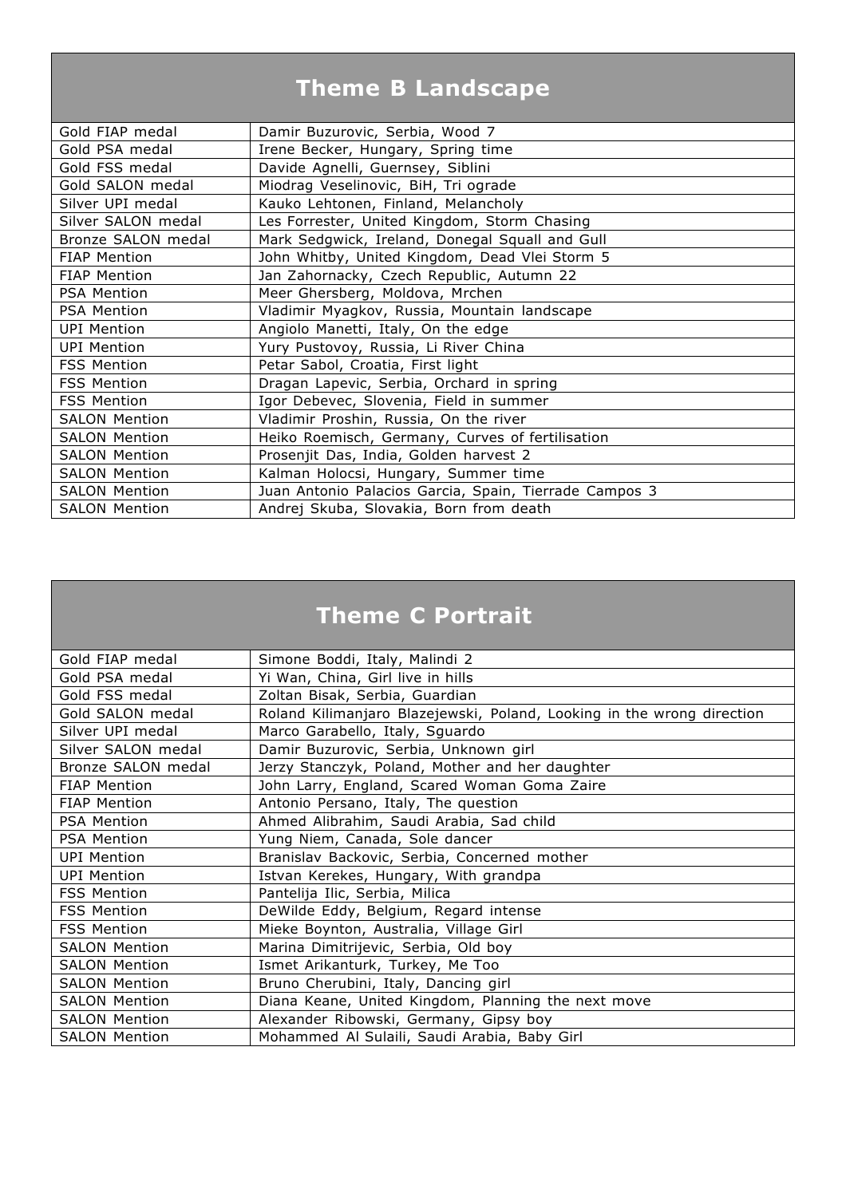## Theme B Landscape

| Award | Author, Country, Title |
|---|---|
| Gold FIAP medal | Damir Buzurovic, Serbia, Wood 7 |
| Gold PSA medal | Irene Becker, Hungary, Spring time |
| Gold FSS medal | Davide Agnelli, Guernsey, Siblini |
| Gold SALON medal | Miodrag Veselinovic, BiH, Tri ograde |
| Silver UPI medal | Kauko Lehtonen, Finland, Melancholy |
| Silver SALON medal | Les Forrester, United Kingdom, Storm Chasing |
| Bronze SALON medal | Mark Sedgwick, Ireland, Donegal Squall and Gull |
| FIAP Mention | John Whitby, United Kingdom, Dead Vlei Storm 5 |
| FIAP Mention | Jan Zahornacky, Czech Republic, Autumn 22 |
| PSA Mention | Meer Ghersberg, Moldova, Mrchen |
| PSA Mention | Vladimir Myagkov, Russia, Mountain landscape |
| UPI Mention | Angiolo Manetti, Italy, On the edge |
| UPI Mention | Yury Pustovoy, Russia, Li River China |
| FSS Mention | Petar Sabol, Croatia, First light |
| FSS Mention | Dragan Lapevic, Serbia, Orchard in spring |
| FSS Mention | Igor Debevec, Slovenia, Field in summer |
| SALON Mention | Vladimir Proshin, Russia, On the river |
| SALON Mention | Heiko Roemisch, Germany, Curves of fertilisation |
| SALON Mention | Prosenjit Das, India, Golden harvest 2 |
| SALON Mention | Kalman Holocsi, Hungary, Summer time |
| SALON Mention | Juan Antonio Palacios Garcia, Spain, Tierrade Campos 3 |
| SALON Mention | Andrej Skuba, Slovakia, Born from death |

## Theme C Portrait

| Award | Author, Country, Title |
|---|---|
| Gold FIAP medal | Simone Boddi, Italy, Malindi 2 |
| Gold PSA medal | Yi Wan, China, Girl live in hills |
| Gold FSS medal | Zoltan Bisak, Serbia, Guardian |
| Gold SALON medal | Roland Kilimanjaro Blazejewski, Poland, Looking in the wrong direction |
| Silver UPI medal | Marco Garabello, Italy, Sguardo |
| Silver SALON medal | Damir Buzurovic, Serbia, Unknown girl |
| Bronze SALON medal | Jerzy Stanczyk, Poland, Mother and her daughter |
| FIAP Mention | John Larry, England, Scared Woman Goma Zaire |
| FIAP Mention | Antonio Persano, Italy, The question |
| PSA Mention | Ahmed Alibrahim, Saudi Arabia, Sad child |
| PSA Mention | Yung Niem, Canada, Sole dancer |
| UPI Mention | Branislav Backovic, Serbia, Concerned mother |
| UPI Mention | Istvan Kerekes, Hungary, With grandpa |
| FSS Mention | Pantelija Ilic, Serbia, Milica |
| FSS Mention | DeWilde Eddy, Belgium, Regard intense |
| FSS Mention | Mieke Boynton, Australia, Village Girl |
| SALON Mention | Marina Dimitrijevic, Serbia, Old boy |
| SALON Mention | Ismet Arikanturk, Turkey, Me Too |
| SALON Mention | Bruno Cherubini, Italy, Dancing girl |
| SALON Mention | Diana Keane, United Kingdom, Planning the next move |
| SALON Mention | Alexander Ribowski, Germany, Gipsy boy |
| SALON Mention | Mohammed Al Sulaili, Saudi Arabia, Baby Girl |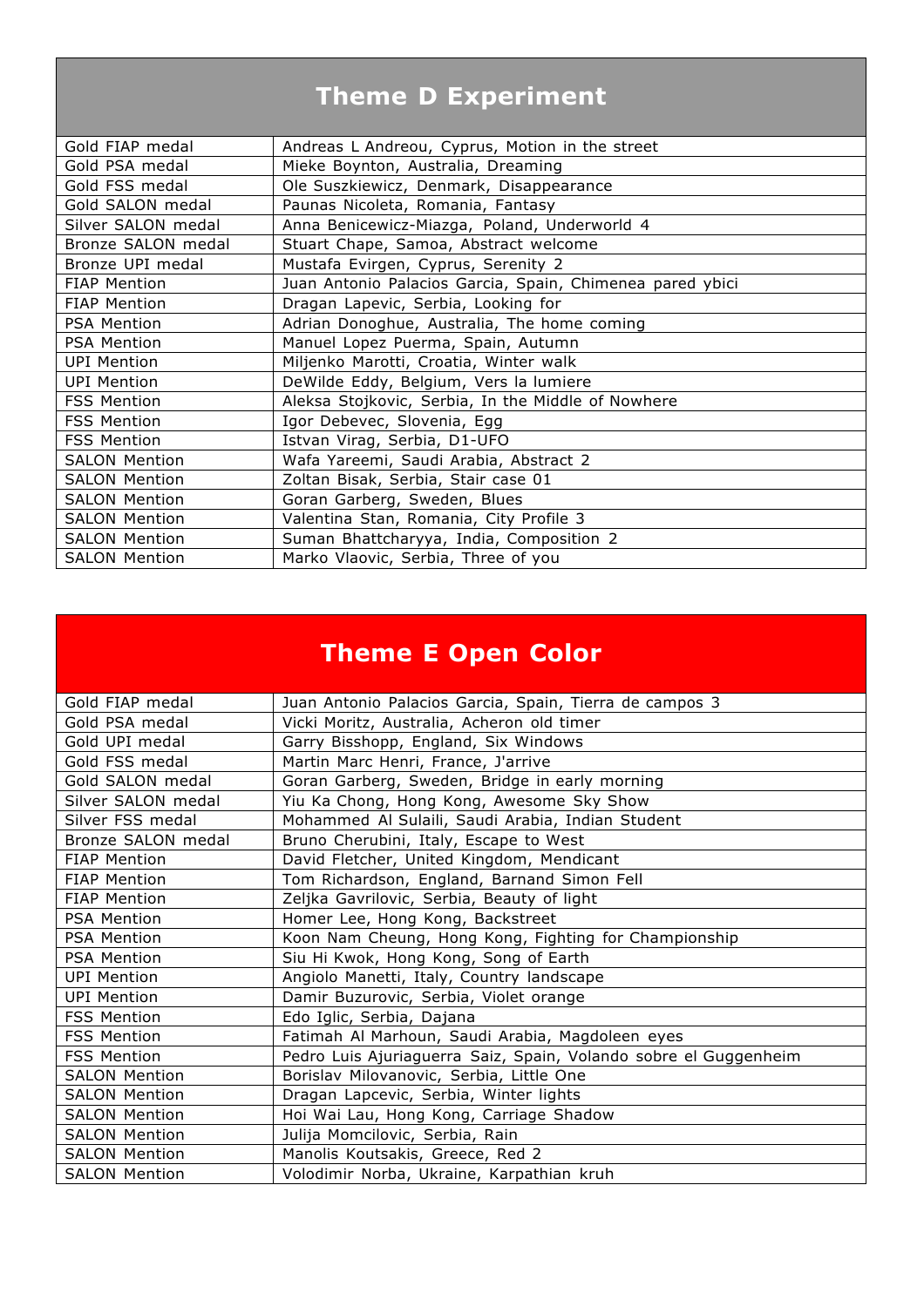## Theme D Experiment

| | |
|---|---|
| Gold FIAP medal | Andreas L Andreou, Cyprus, Motion in the street |
| Gold PSA medal | Mieke Boynton, Australia, Dreaming |
| Gold FSS medal | Ole Suszkiewicz, Denmark, Disappearance |
| Gold SALON medal | Paunas Nicoleta, Romania, Fantasy |
| Silver SALON medal | Anna Benicewicz-Miazga, Poland, Underworld 4 |
| Bronze SALON medal | Stuart Chape, Samoa, Abstract welcome |
| Bronze UPI medal | Mustafa Evirgen, Cyprus, Serenity 2 |
| FIAP Mention | Juan Antonio Palacios Garcia, Spain, Chimenea pared ybici |
| FIAP Mention | Dragan Lapevic, Serbia, Looking for |
| PSA Mention | Adrian Donoghue, Australia, The home coming |
| PSA Mention | Manuel Lopez Puerma, Spain, Autumn |
| UPI Mention | Miljenko Marotti, Croatia, Winter walk |
| UPI Mention | DeWilde Eddy, Belgium, Vers la lumiere |
| FSS Mention | Aleksa Stojkovic, Serbia, In the Middle of Nowhere |
| FSS Mention | Igor Debevec, Slovenia, Egg |
| FSS Mention | Istvan Virag, Serbia, D1-UFO |
| SALON Mention | Wafa Yareemi, Saudi Arabia, Abstract 2 |
| SALON Mention | Zoltan Bisak, Serbia, Stair case 01 |
| SALON Mention | Goran Garberg, Sweden, Blues |
| SALON Mention | Valentina Stan, Romania, City Profile 3 |
| SALON Mention | Suman Bhattcharyya, India, Composition 2 |
| SALON Mention | Marko Vlaovic, Serbia, Three of you |

## Theme E Open Color

| | |
|---|---|
| Gold FIAP medal | Juan Antonio Palacios Garcia, Spain, Tierra de campos 3 |
| Gold PSA medal | Vicki Moritz, Australia, Acheron old timer |
| Gold UPI medal | Garry Bisshopp, England, Six Windows |
| Gold FSS medal | Martin Marc Henri, France, J'arrive |
| Gold SALON medal | Goran Garberg, Sweden, Bridge in early morning |
| Silver SALON medal | Yiu Ka Chong, Hong Kong, Awesome Sky Show |
| Silver FSS medal | Mohammed Al Sulaili, Saudi Arabia, Indian Student |
| Bronze SALON medal | Bruno Cherubini, Italy, Escape to West |
| FIAP Mention | David Fletcher, United Kingdom, Mendicant |
| FIAP Mention | Tom Richardson, England, Barnand Simon Fell |
| FIAP Mention | Zeljka Gavrilovic, Serbia, Beauty of light |
| PSA Mention | Homer Lee, Hong Kong, Backstreet |
| PSA Mention | Koon Nam Cheung, Hong Kong, Fighting for Championship |
| PSA Mention | Siu Hi Kwok, Hong Kong, Song of Earth |
| UPI Mention | Angiolo Manetti, Italy, Country landscape |
| UPI Mention | Damir Buzurovic, Serbia, Violet orange |
| FSS Mention | Edo Iglic, Serbia, Dajana |
| FSS Mention | Fatimah Al Marhoun, Saudi Arabia, Magdoleen eyes |
| FSS Mention | Pedro Luis Ajuriaguerra Saiz, Spain, Volando sobre el Guggenheim |
| SALON Mention | Borislav Milovanovic, Serbia, Little One |
| SALON Mention | Dragan Lapcevic, Serbia, Winter lights |
| SALON Mention | Hoi Wai Lau, Hong Kong, Carriage Shadow |
| SALON Mention | Julija Momcilovic, Serbia, Rain |
| SALON Mention | Manolis Koutsakis, Greece, Red 2 |
| SALON Mention | Volodimir Norba, Ukraine, Karpathian kruh |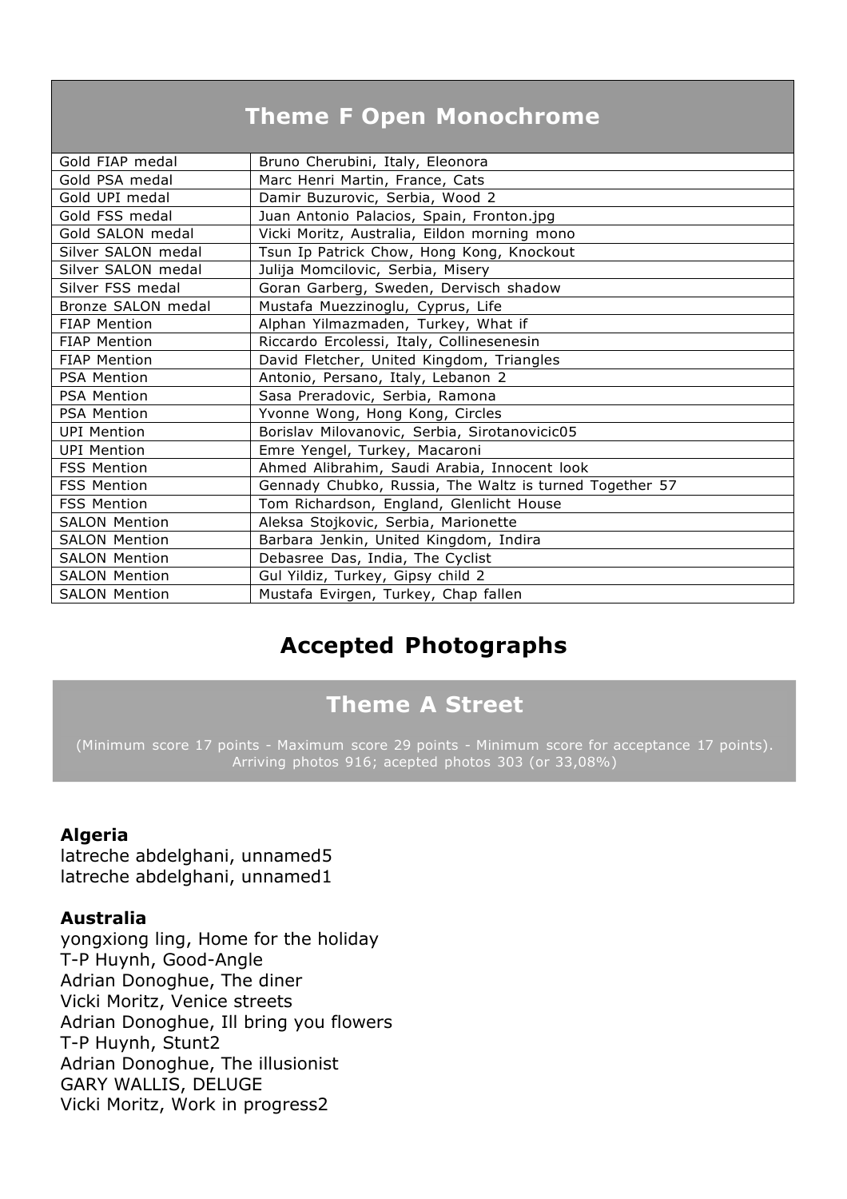## Theme F Open Monochrome

| | |
|---|---|
| Gold FIAP medal | Bruno Cherubini, Italy, Eleonora |
| Gold PSA medal | Marc Henri Martin, France, Cats |
| Gold UPI medal | Damir Buzurovic, Serbia, Wood 2 |
| Gold FSS medal | Juan Antonio Palacios, Spain, Fronton.jpg |
| Gold SALON medal | Vicki Moritz, Australia, Eildon morning mono |
| Silver SALON medal | Tsun Ip Patrick Chow, Hong Kong, Knockout |
| Silver SALON medal | Julija Momcilovic, Serbia, Misery |
| Silver FSS medal | Goran Garberg, Sweden, Dervisch shadow |
| Bronze SALON medal | Mustafa Muezzinoglu, Cyprus, Life |
| FIAP Mention | Alphan Yilmazmaden, Turkey, What if |
| FIAP Mention | Riccardo Ercolessi, Italy, Collinesenesin |
| FIAP Mention | David Fletcher, United Kingdom, Triangles |
| PSA Mention | Antonio, Persano, Italy, Lebanon 2 |
| PSA Mention | Sasa Preradovic, Serbia, Ramona |
| PSA Mention | Yvonne Wong, Hong Kong, Circles |
| UPI Mention | Borislav Milovanovic, Serbia, Sirotanovicic05 |
| UPI Mention | Emre Yengel, Turkey, Macaroni |
| FSS Mention | Ahmed Alibrahim, Saudi Arabia, Innocent look |
| FSS Mention | Gennady Chubko, Russia, The Waltz is turned Together 57 |
| FSS Mention | Tom Richardson, England, Glenlicht House |
| SALON Mention | Aleksa Stojkovic, Serbia, Marionette |
| SALON Mention | Barbara Jenkin, United Kingdom, Indira |
| SALON Mention | Debasree Das, India, The Cyclist |
| SALON Mention | Gul Yildiz, Turkey, Gipsy child 2 |
| SALON Mention | Mustafa Evirgen, Turkey, Chap fallen |

# Accepted Photographs

## Theme A Street

(Minimum score 17 points - Maximum score 29 points - Minimum score for acceptance 17 points). Arriving photos 916; acepted photos 303 (or 33,08%)

**Algeria**
latreche abdelghani, unnamed5
latreche abdelghani, unnamed1

**Australia**
yongxiong ling, Home for the holiday
T-P Huynh, Good-Angle
Adrian Donoghue, The diner
Vicki Moritz, Venice streets
Adrian Donoghue, Ill bring you flowers
T-P Huynh, Stunt2
Adrian Donoghue, The illusionist
GARY WALLIS, DELUGE
Vicki Moritz, Work in progress2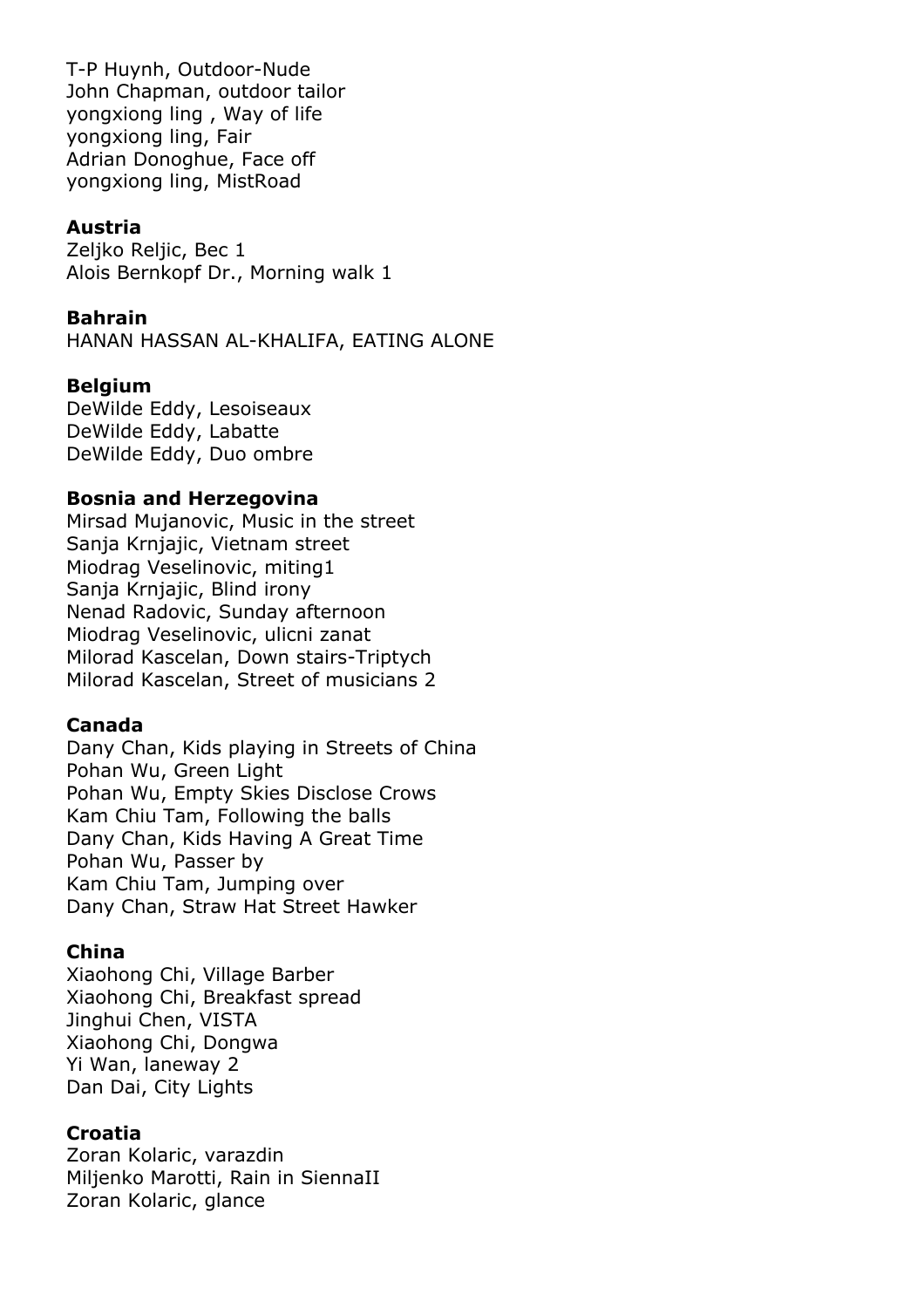T-P Huynh, Outdoor-Nude
John Chapman, outdoor tailor
yongxiong ling , Way of life
yongxiong ling, Fair
Adrian Donoghue, Face off
yongxiong ling, MistRoad

**Austria**

Zeljko Reljic, Bec 1
Alois Bernkopf Dr., Morning walk 1

**Bahrain**

HANAN HASSAN AL-KHALIFA, EATING ALONE

**Belgium**

DeWilde Eddy, Lesoiseaux
DeWilde Eddy, Labatte
DeWilde Eddy, Duo ombre

**Bosnia and Herzegovina**

Mirsad Mujanovic, Music in the street
Sanja Krnjajic, Vietnam street
Miodrag Veselinovic, miting1
Sanja Krnjajic, Blind irony
Nenad Radovic, Sunday afternoon
Miodrag Veselinovic, ulicni zanat
Milorad Kascelan, Down stairs-Triptych
Milorad Kascelan, Street of musicians 2

**Canada**

Dany Chan, Kids playing in Streets of China
Pohan Wu, Green Light
Pohan Wu, Empty Skies Disclose Crows
Kam Chiu Tam, Following the balls
Dany Chan, Kids Having A Great Time
Pohan Wu, Passer by
Kam Chiu Tam, Jumping over
Dany Chan, Straw Hat Street Hawker

**China**

Xiaohong Chi, Village Barber
Xiaohong Chi, Breakfast spread
Jinghui Chen, VISTA
Xiaohong Chi, Dongwa
Yi Wan, laneway 2
Dan Dai, City Lights

**Croatia**

Zoran Kolaric, varazdin
Miljenko Marotti, Rain in SiennaII
Zoran Kolaric, glance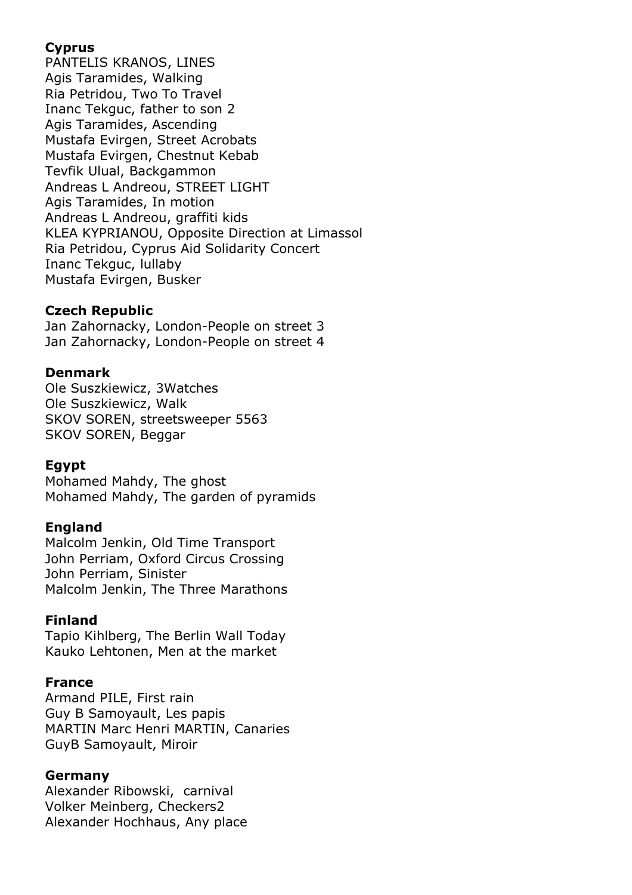**Cyprus**

PANTELIS KRANOS, LINES
Agis Taramides, Walking
Ria Petridou, Two To Travel
Inanc Tekguc, father to son 2
Agis Taramides, Ascending
Mustafa Evirgen, Street Acrobats
Mustafa Evirgen, Chestnut Kebab
Tevfik Ulual, Backgammon
Andreas L Andreou, STREET LIGHT
Agis Taramides, In motion
Andreas L Andreou, graffiti kids
KLEA KYPRIANOU, Opposite Direction at Limassol
Ria Petridou, Cyprus Aid Solidarity Concert
Inanc Tekguc, lullaby
Mustafa Evirgen, Busker

**Czech Republic**

Jan Zahornacky, London-People on street 3
Jan Zahornacky, London-People on street 4

**Denmark**

Ole Suszkiewicz, 3Watches
Ole Suszkiewicz, Walk
SKOV SOREN, streetsweeper 5563
SKOV SOREN, Beggar

**Egypt**

Mohamed Mahdy, The ghost
Mohamed Mahdy, The garden of pyramids

**England**

Malcolm Jenkin, Old Time Transport
John Perriam, Oxford Circus Crossing
John Perriam, Sinister
Malcolm Jenkin, The Three Marathons

**Finland**

Tapio Kihlberg, The Berlin Wall Today
Kauko Lehtonen, Men at the market

**France**

Armand PILE, First rain
Guy B Samoyault, Les papis
MARTIN Marc Henri MARTIN, Canaries
GuyB Samoyault, Miroir

**Germany**

Alexander Ribowski, carnival
Volker Meinberg, Checkers2
Alexander Hochhaus, Any place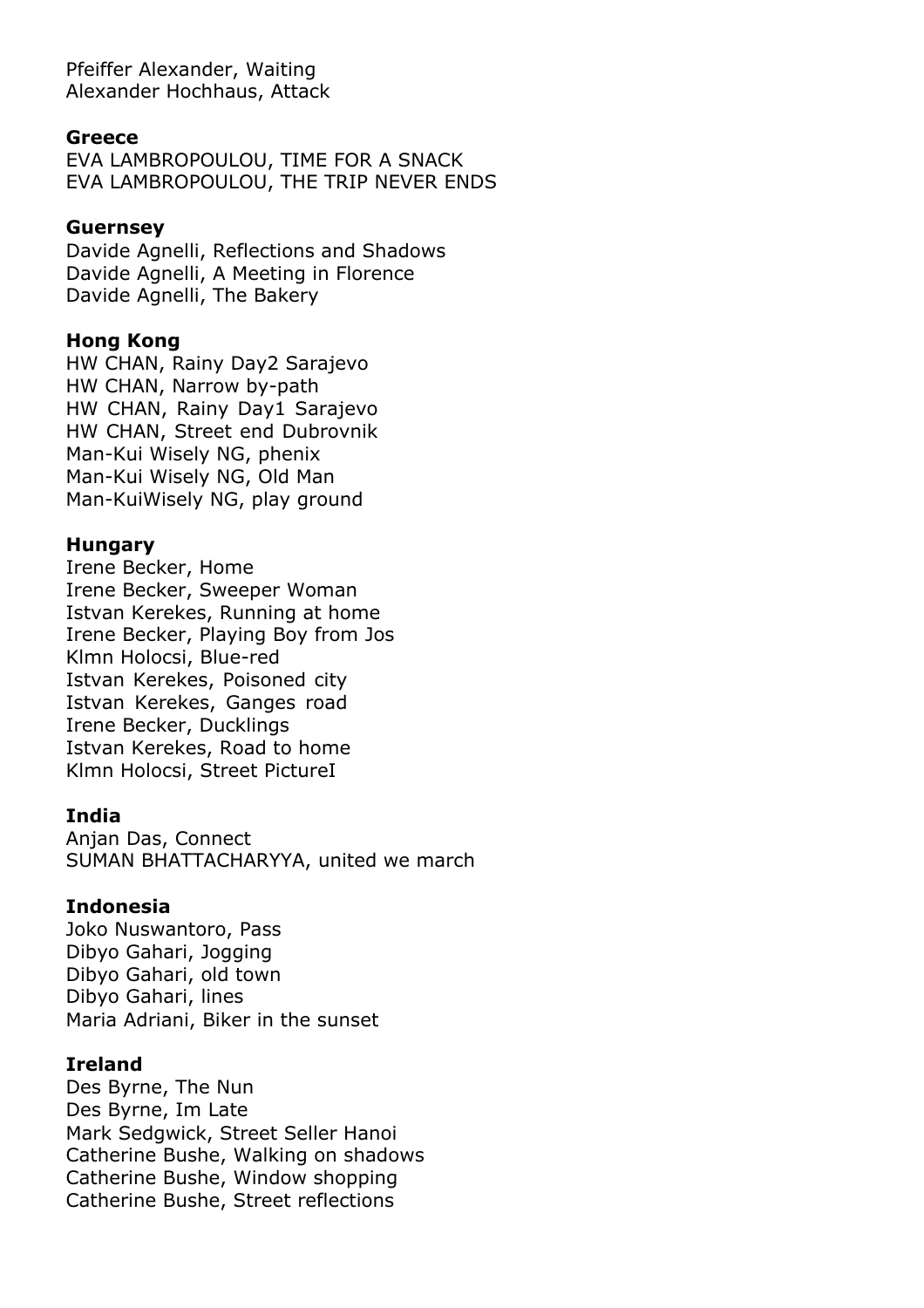Pfeiffer Alexander, Waiting
Alexander Hochhaus, Attack

**Greece**

EVA LAMBROPOULOU, TIME FOR A SNACK
EVA LAMBROPOULOU, THE TRIP NEVER ENDS

**Guernsey**

Davide Agnelli, Reflections and Shadows
Davide Agnelli, A Meeting in Florence
Davide Agnelli, The Bakery

**Hong Kong**

HW CHAN, Rainy Day2 Sarajevo
HW CHAN, Narrow by-path
HW CHAN, Rainy Day1 Sarajevo
HW CHAN, Street end Dubrovnik
Man-Kui Wisely NG, phenix
Man-Kui Wisely NG, Old Man
Man-KuiWisely NG, play ground

**Hungary**

Irene Becker, Home
Irene Becker, Sweeper Woman
Istvan Kerekes, Running at home
Irene Becker, Playing Boy from Jos
Klmn Holocsi, Blue-red
Istvan Kerekes, Poisoned city
Istvan Kerekes, Ganges road
Irene Becker, Ducklings
Istvan Kerekes, Road to home
Klmn Holocsi, Street PictureI

**India**

Anjan Das, Connect
SUMAN BHATTACHARYYA, united we march

**Indonesia**

Joko Nuswantoro, Pass
Dibyo Gahari, Jogging
Dibyo Gahari, old town
Dibyo Gahari, lines
Maria Adriani, Biker in the sunset

**Ireland**

Des Byrne, The Nun
Des Byrne, Im Late
Mark Sedgwick, Street Seller Hanoi
Catherine Bushe, Walking on shadows
Catherine Bushe, Window shopping
Catherine Bushe, Street reflections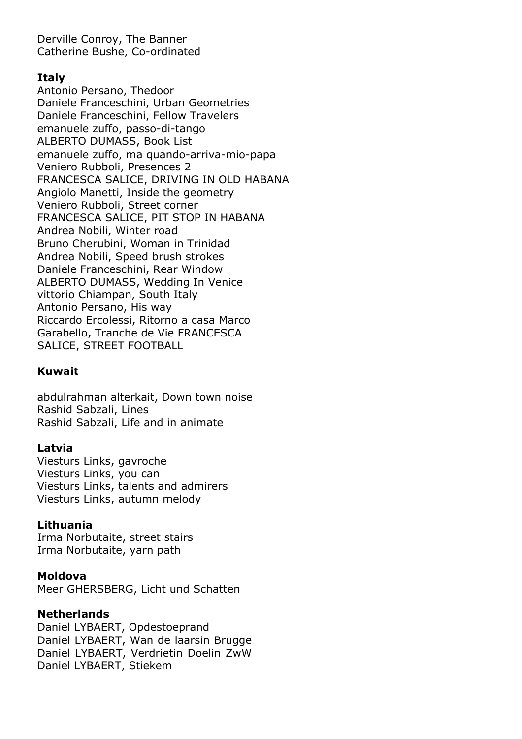Derville Conroy, The Banner
Catherine Bushe, Co-ordinated

**Italy**

Antonio Persano, Thedoor
Daniele Franceschini, Urban Geometries
Daniele Franceschini, Fellow Travelers
emanuele zuffo, passo-di-tango
ALBERTO DUMASS, Book List
emanuele zuffo, ma quando-arriva-mio-papa
Veniero Rubboli, Presences 2
FRANCESCA SALICE, DRIVING IN OLD HABANA
Angiolo Manetti, Inside the geometry
Veniero Rubboli, Street corner
FRANCESCA SALICE, PIT STOP IN HABANA
Andrea Nobili, Winter road
Bruno Cherubini, Woman in Trinidad
Andrea Nobili, Speed brush strokes
Daniele Franceschini, Rear Window
ALBERTO DUMASS, Wedding In Venice
vittorio Chiampan, South Italy
Antonio Persano, His way
Riccardo Ercolessi, Ritorno a casa Marco
Garabello, Tranche de Vie FRANCESCA
SALICE, STREET FOOTBALL

**Kuwait**

abdulrahman alterkait, Down town noise
Rashid Sabzali, Lines
Rashid Sabzali, Life and in animate

**Latvia**

Viesturs Links, gavroche
Viesturs Links, you can
Viesturs Links, talents and admirers
Viesturs Links, autumn melody

**Lithuania**

Irma Norbutaite, street stairs
Irma Norbutaite, yarn path

**Moldova**

Meer GHERSBERG, Licht und Schatten

**Netherlands**

Daniel LYBAERT, Opdestoeprand
Daniel LYBAERT, Wan de laarsin Brugge
Daniel LYBAERT, Verdrietin Doelin ZwW
Daniel LYBAERT, Stiekem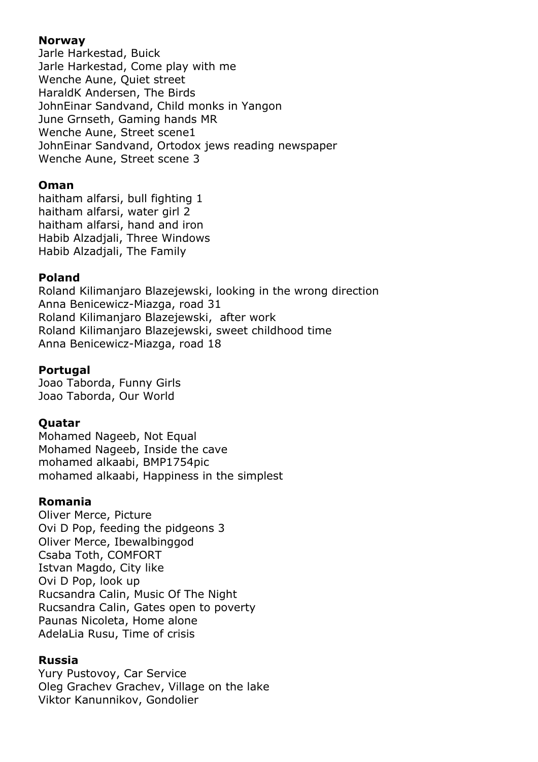**Norway**

Jarle Harkestad, Buick
Jarle Harkestad, Come play with me
Wenche Aune, Quiet street
HaraldK Andersen, The Birds
JohnEinar Sandvand, Child monks in Yangon
June Grnseth, Gaming hands MR
Wenche Aune, Street scene1
JohnEinar Sandvand, Ortodox jews reading newspaper
Wenche Aune, Street scene 3

**Oman**

haitham alfarsi, bull fighting 1
haitham alfarsi, water girl 2
haitham alfarsi, hand and iron
Habib Alzadjali, Three Windows
Habib Alzadjali, The Family

**Poland**

Roland Kilimanjaro Blazejewski, looking in the wrong direction
Anna Benicewicz-Miazga, road 31
Roland Kilimanjaro Blazejewski, after work
Roland Kilimanjaro Blazejewski, sweet childhood time
Anna Benicewicz-Miazga, road 18

**Portugal**

Joao Taborda, Funny Girls
Joao Taborda, Our World

**Quatar**

Mohamed Nageeb, Not Equal
Mohamed Nageeb, Inside the cave
mohamed alkaabi, BMP1754pic
mohamed alkaabi, Happiness in the simplest

**Romania**

Oliver Merce, Picture
Ovi D Pop, feeding the pidgeons 3
Oliver Merce, Ibewalbinggod
Csaba Toth, COMFORT
Istvan Magdo, City like
Ovi D Pop, look up
Rucsandra Calin, Music Of The Night
Rucsandra Calin, Gates open to poverty
Paunas Nicoleta, Home alone
AdelaLia Rusu, Time of crisis

**Russia**

Yury Pustovoy, Car Service
Oleg Grachev Grachev, Village on the lake
Viktor Kanunnikov, Gondolier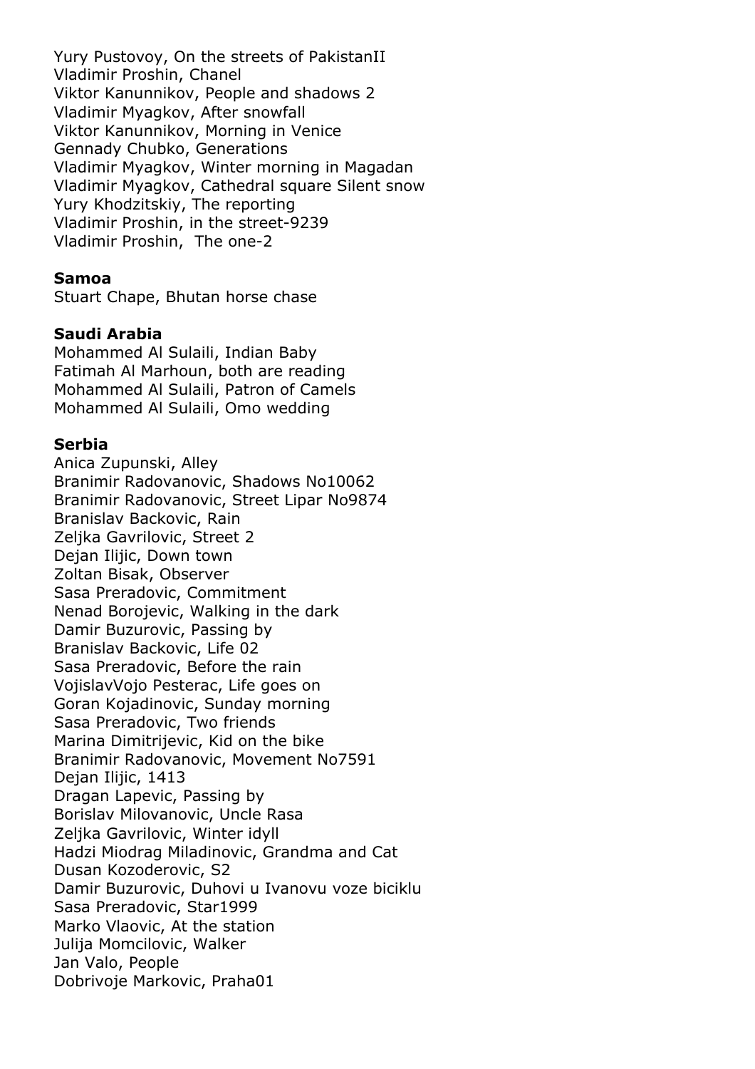Yury Pustovoy, On the streets of PakistanII
Vladimir Proshin, Chanel
Viktor Kanunnikov, People and shadows 2
Vladimir Myagkov, After snowfall
Viktor Kanunnikov, Morning in Venice
Gennady Chubko, Generations
Vladimir Myagkov, Winter morning in Magadan
Vladimir Myagkov, Cathedral square Silent snow
Yury Khodzitskiy, The reporting
Vladimir Proshin, in the street-9239
Vladimir Proshin,  The one-2

**Samoa**
Stuart Chape, Bhutan horse chase

**Saudi Arabia**
Mohammed Al Sulaili, Indian Baby
Fatimah Al Marhoun, both are reading
Mohammed Al Sulaili, Patron of Camels
Mohammed Al Sulaili, Omo wedding

**Serbia**
Anica Zupunski, Alley
Branimir Radovanovic, Shadows No10062
Branimir Radovanovic, Street Lipar No9874
Branislav Backovic, Rain
Zeljka Gavrilovic, Street 2
Dejan Ilijic, Down town
Zoltan Bisak, Observer
Sasa Preradovic, Commitment
Nenad Borojevic, Walking in the dark
Damir Buzurovic, Passing by
Branislav Backovic, Life 02
Sasa Preradovic, Before the rain
VojislavVojo Pesterac, Life goes on
Goran Kojadinovic, Sunday morning
Sasa Preradovic, Two friends
Marina Dimitrijevic, Kid on the bike
Branimir Radovanovic, Movement No7591
Dejan Ilijic, 1413
Dragan Lapevic, Passing by
Borislav Milovanovic, Uncle Rasa
Zeljka Gavrilovic, Winter idyll
Hadzi Miodrag Miladinovic, Grandma and Cat
Dusan Kozoderovic, S2
Damir Buzurovic, Duhovi u Ivanovu voze biciklu
Sasa Preradovic, Star1999
Marko Vlaovic, At the station
Julija Momcilovic, Walker
Jan Valo, People
Dobrivoje Markovic, Praha01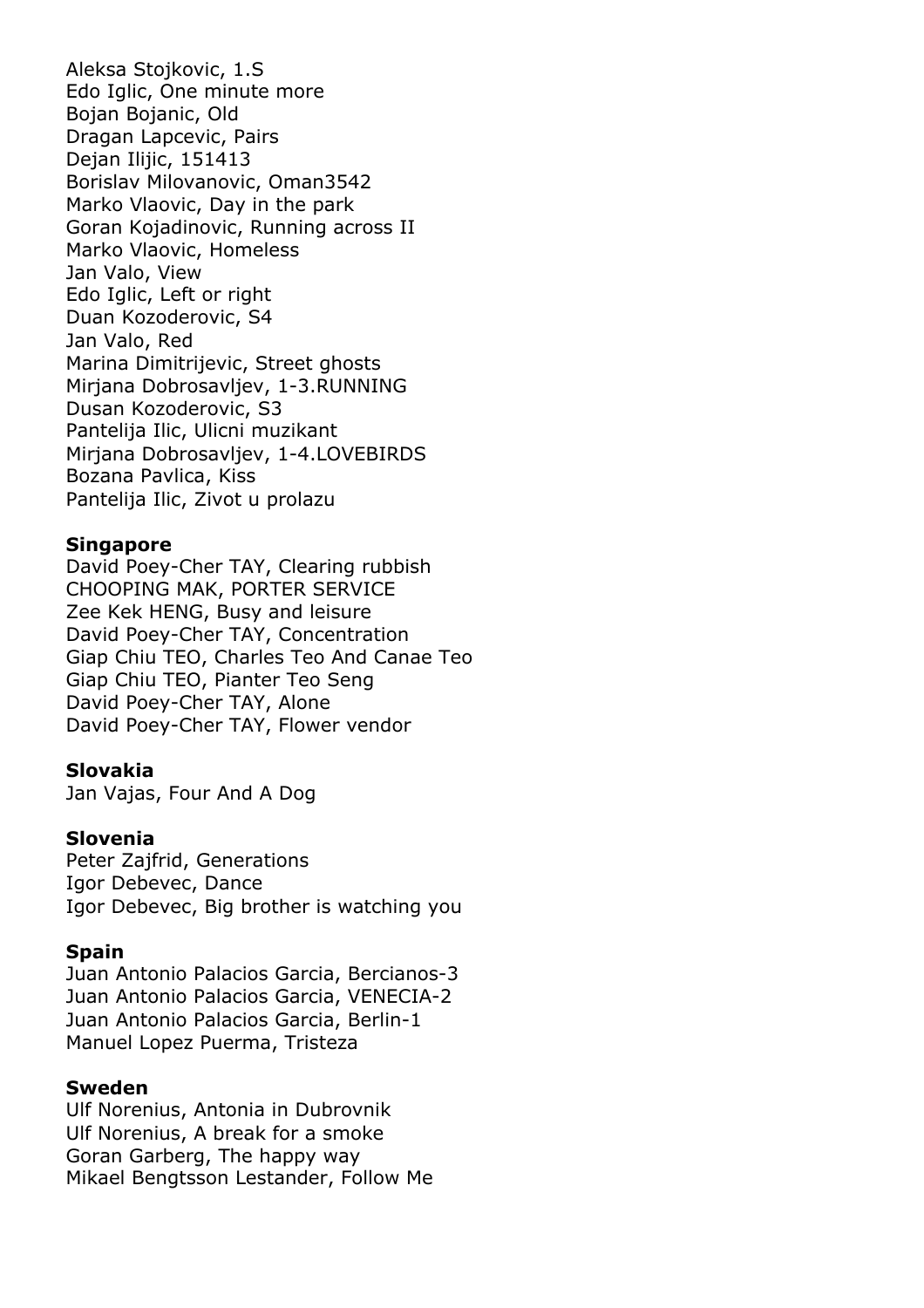Aleksa Stojkovic, 1.S
Edo Iglic, One minute more
Bojan Bojanic, Old
Dragan Lapcevic, Pairs
Dejan Ilijic, 151413
Borislav Milovanovic, Oman3542
Marko Vlaovic, Day in the park
Goran Kojadinovic, Running across II
Marko Vlaovic, Homeless
Jan Valo, View
Edo Iglic, Left or right
Duan Kozoderovic, S4
Jan Valo, Red
Marina Dimitrijevic, Street ghosts
Mirjana Dobrosavljev, 1-3.RUNNING
Dusan Kozoderovic, S3
Pantelija Ilic, Ulicni muzikant
Mirjana Dobrosavljev, 1-4.LOVEBIRDS
Bozana Pavlica, Kiss
Pantelija Ilic, Zivot u prolazu

**Singapore**
David Poey-Cher TAY, Clearing rubbish
CHOOPING MAK, PORTER SERVICE
Zee Kek HENG, Busy and leisure
David Poey-Cher TAY, Concentration
Giap Chiu TEO, Charles Teo And Canae Teo
Giap Chiu TEO, Pianter Teo Seng
David Poey-Cher TAY, Alone
David Poey-Cher TAY, Flower vendor

**Slovakia**
Jan Vajas, Four And A Dog

**Slovenia**
Peter Zajfrid, Generations
Igor Debevec, Dance
Igor Debevec, Big brother is watching you

**Spain**
Juan Antonio Palacios Garcia, Bercianos-3
Juan Antonio Palacios Garcia, VENECIA-2
Juan Antonio Palacios Garcia, Berlin-1
Manuel Lopez Puerma, Tristeza

**Sweden**
Ulf Norenius, Antonia in Dubrovnik
Ulf Norenius, A break for a smoke
Goran Garberg, The happy way
Mikael Bengtsson Lestander, Follow Me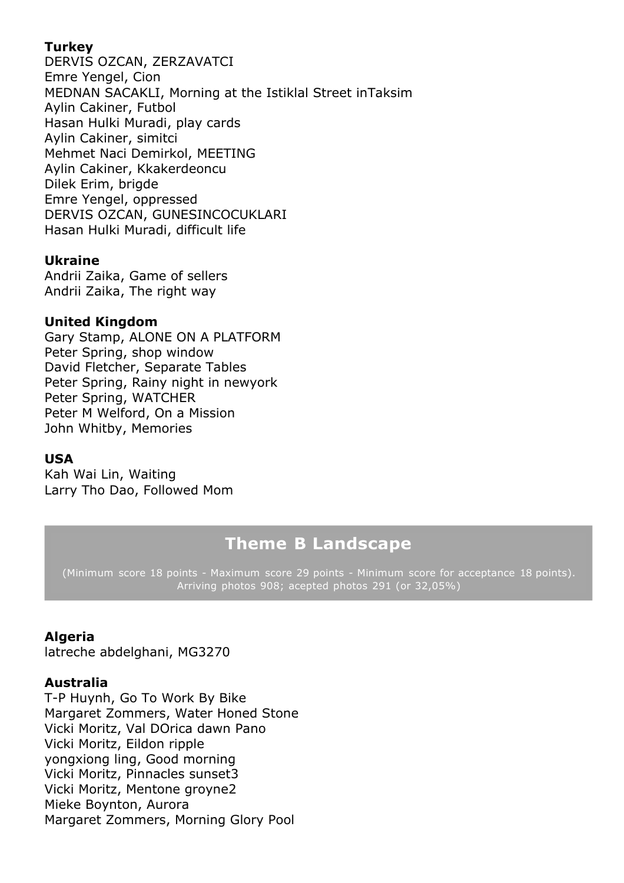**Turkey**
DERVIS OZCAN, ZERZAVATCI
Emre Yengel, Cion
MEDNAN SACAKLI, Morning at the Istiklal Street inTaksim
Aylin Cakiner, Futbol
Hasan Hulki Muradi, play cards
Aylin Cakiner, simitci
Mehmet Naci Demirkol, MEETING
Aylin Cakiner, Kkakerdeoncu
Dilek Erim, brigde
Emre Yengel, oppressed
DERVIS OZCAN, GUNESINCOCUKLARI
Hasan Hulki Muradi, difficult life

**Ukraine**
Andrii Zaika, Game of sellers
Andrii Zaika, The right way

**United Kingdom**
Gary Stamp, ALONE ON A PLATFORM
Peter Spring, shop window
David Fletcher, Separate Tables
Peter Spring, Rainy night in newyork
Peter Spring, WATCHER
Peter M Welford, On a Mission
John Whitby, Memories

**USA**
Kah Wai Lin, Waiting
Larry Tho Dao, Followed Mom

## Theme B Landscape

(Minimum score 18 points - Maximum score 29 points - Minimum score for acceptance 18 points). Arriving photos 908; acepted photos 291 (or 32,05%)

**Algeria**
latreche abdelghani, MG3270

**Australia**
T-P Huynh, Go To Work By Bike
Margaret Zommers, Water Honed Stone
Vicki Moritz, Val DOrica dawn Pano
Vicki Moritz, Eildon ripple
yongxiong ling, Good morning
Vicki Moritz, Pinnacles sunset3
Vicki Moritz, Mentone groyne2
Mieke Boynton, Aurora
Margaret Zommers, Morning Glory Pool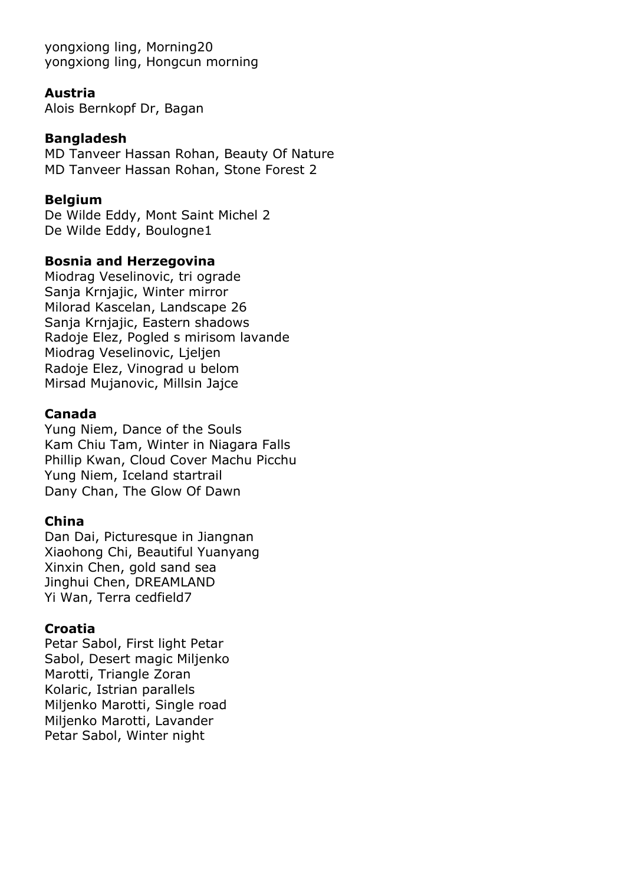yongxiong ling, Morning20
yongxiong ling, Hongcun morning

**Austria**
Alois Bernkopf Dr, Bagan

**Bangladesh**
MD Tanveer Hassan Rohan, Beauty Of Nature
MD Tanveer Hassan Rohan, Stone Forest 2

**Belgium**
De Wilde Eddy, Mont Saint Michel 2
De Wilde Eddy, Boulogne1

**Bosnia and Herzegovina**
Miodrag Veselinovic, tri ograde
Sanja Krnjajic, Winter mirror
Milorad Kascelan, Landscape 26
Sanja Krnjajic, Eastern shadows
Radoje Elez, Pogled s mirisom lavande
Miodrag Veselinovic, Ljeljen
Radoje Elez, Vinograd u belom
Mirsad Mujanovic, Millsin Jajce

**Canada**
Yung Niem, Dance of the Souls
Kam Chiu Tam, Winter in Niagara Falls
Phillip Kwan, Cloud Cover Machu Picchu
Yung Niem, Iceland startrail
Dany Chan, The Glow Of Dawn

**China**
Dan Dai, Picturesque in Jiangnan
Xiaohong Chi, Beautiful Yuanyang
Xinxin Chen, gold sand sea
Jinghui Chen, DREAMLAND
Yi Wan, Terra cedfield7

**Croatia**
Petar Sabol, First light Petar
Sabol, Desert magic Miljenko
Marotti, Triangle Zoran
Kolaric, Istrian parallels
Miljenko Marotti, Single road
Miljenko Marotti, Lavander
Petar Sabol, Winter night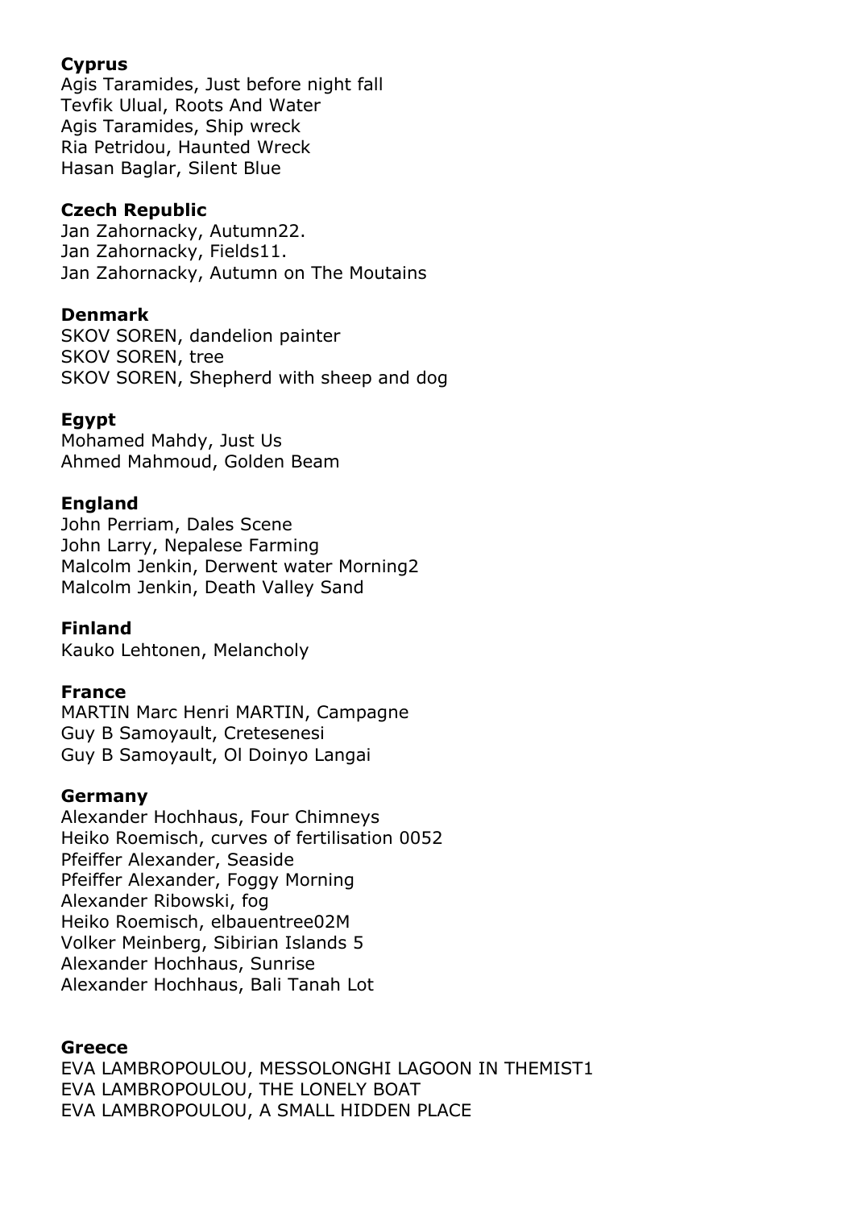**Cyprus**

Agis Taramides, Just before night fall
Tevfik Ulual, Roots And Water
Agis Taramides, Ship wreck
Ria Petridou, Haunted Wreck
Hasan Baglar, Silent Blue

**Czech Republic**

Jan Zahornacky, Autumn22.
Jan Zahornacky, Fields11.
Jan Zahornacky, Autumn on The Moutains

**Denmark**

SKOV SOREN, dandelion painter
SKOV SOREN, tree
SKOV SOREN, Shepherd with sheep and dog

**Egypt**

Mohamed Mahdy, Just Us
Ahmed Mahmoud, Golden Beam

**England**

John Perriam, Dales Scene
John Larry, Nepalese Farming
Malcolm Jenkin, Derwent water Morning2
Malcolm Jenkin, Death Valley Sand

**Finland**

Kauko Lehtonen, Melancholy

**France**

MARTIN Marc Henri MARTIN, Campagne
Guy B Samoyault, Cretesenesi
Guy B Samoyault, Ol Doinyo Langai

**Germany**

Alexander Hochhaus, Four Chimneys
Heiko Roemisch, curves of fertilisation 0052
Pfeiffer Alexander, Seaside
Pfeiffer Alexander, Foggy Morning
Alexander Ribowski, fog
Heiko Roemisch, elbauentree02M
Volker Meinberg, Sibirian Islands 5
Alexander Hochhaus, Sunrise
Alexander Hochhaus, Bali Tanah Lot

**Greece**

EVA LAMBROPOULOU, MESSOLONGHI LAGOON IN THEMIST1
EVA LAMBROPOULOU, THE LONELY BOAT
EVA LAMBROPOULOU, A SMALL HIDDEN PLACE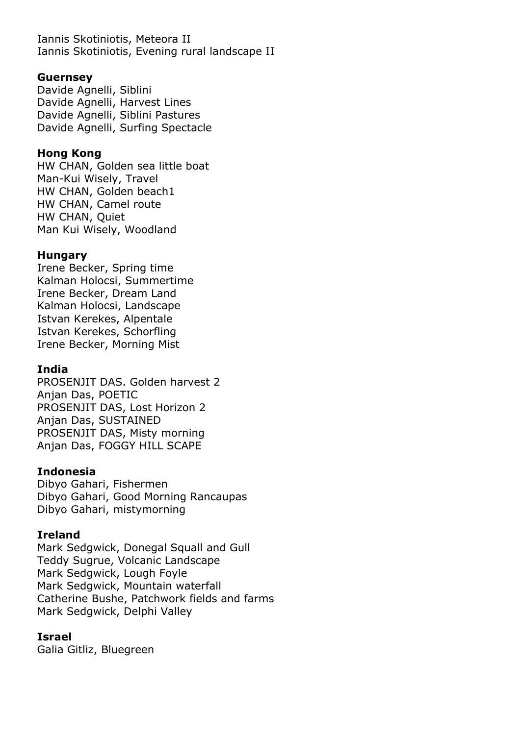Iannis Skotiniotis, Meteora II
Iannis Skotiniotis, Evening rural landscape II

**Guernsey**
Davide Agnelli, Siblini
Davide Agnelli, Harvest Lines
Davide Agnelli, Siblini Pastures
Davide Agnelli, Surfing Spectacle

**Hong Kong**
HW CHAN, Golden sea little boat
Man-Kui Wisely, Travel
HW CHAN, Golden beach1
HW CHAN, Camel route
HW CHAN, Quiet
Man Kui Wisely, Woodland

**Hungary**
Irene Becker, Spring time
Kalman Holocsi, Summertime
Irene Becker, Dream Land
Kalman Holocsi, Landscape
Istvan Kerekes, Alpentale
Istvan Kerekes, Schorfling
Irene Becker, Morning Mist

**India**
PROSENJIT DAS. Golden harvest 2
Anjan Das, POETIC
PROSENJIT DAS, Lost Horizon 2
Anjan Das, SUSTAINED
PROSENJIT DAS, Misty morning
Anjan Das, FOGGY HILL SCAPE

**Indonesia**
Dibyo Gahari, Fishermen
Dibyo Gahari, Good Morning Rancaupas
Dibyo Gahari, mistymorning

**Ireland**
Mark Sedgwick, Donegal Squall and Gull
Teddy Sugrue, Volcanic Landscape
Mark Sedgwick, Lough Foyle
Mark Sedgwick, Mountain waterfall
Catherine Bushe, Patchwork fields and farms
Mark Sedgwick, Delphi Valley

**Israel**
Galia Gitliz, Bluegreen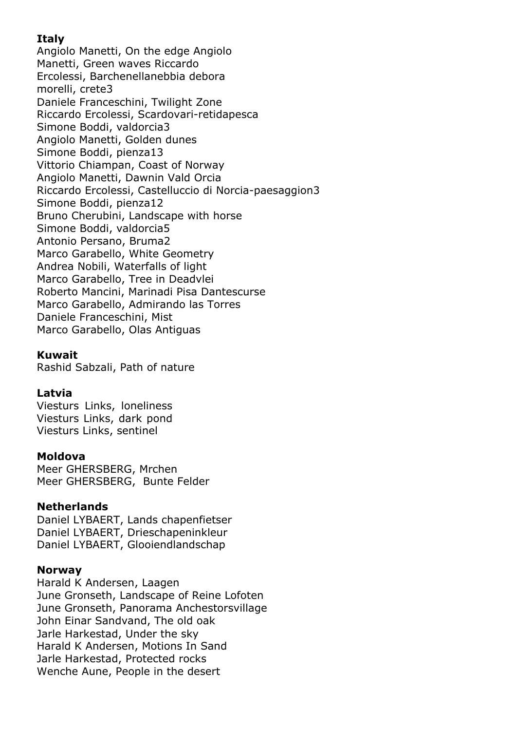**Italy**

Angiolo Manetti, On the edge Angiolo
Manetti, Green waves Riccardo
Ercolessi, Barchenellanebbia debora
morelli, crete3
Daniele Franceschini, Twilight Zone
Riccardo Ercolessi, Scardovari-retidapesca
Simone Boddi, valdorcia3
Angiolo Manetti, Golden dunes
Simone Boddi, pienza13
Vittorio Chiampan, Coast of Norway
Angiolo Manetti, Dawnin Vald Orcia
Riccardo Ercolessi, Castelluccio di Norcia-paesaggion3
Simone Boddi, pienza12
Bruno Cherubini, Landscape with horse
Simone Boddi, valdorcia5
Antonio Persano, Bruma2
Marco Garabello, White Geometry
Andrea Nobili, Waterfalls of light
Marco Garabello, Tree in Deadvlei
Roberto Mancini, Marinadi Pisa Dantescurse
Marco Garabello, Admirando las Torres
Daniele Franceschini, Mist
Marco Garabello, Olas Antiguas

**Kuwait**

Rashid Sabzali, Path of nature

**Latvia**

Viesturs Links, loneliness
Viesturs Links, dark pond
Viesturs Links, sentinel

**Moldova**

Meer GHERSBERG, Mrchen
Meer GHERSBERG, Bunte Felder

**Netherlands**

Daniel LYBAERT, Lands chapenfietser
Daniel LYBAERT, Drieschapeninkleur
Daniel LYBAERT, Glooiendlandschap

**Norway**

Harald K Andersen, Laagen
June Gronseth, Landscape of Reine Lofoten
June Gronseth, Panorama Anchestorsvillage
John Einar Sandvand, The old oak
Jarle Harkestad, Under the sky
Harald K Andersen, Motions In Sand
Jarle Harkestad, Protected rocks
Wenche Aune, People in the desert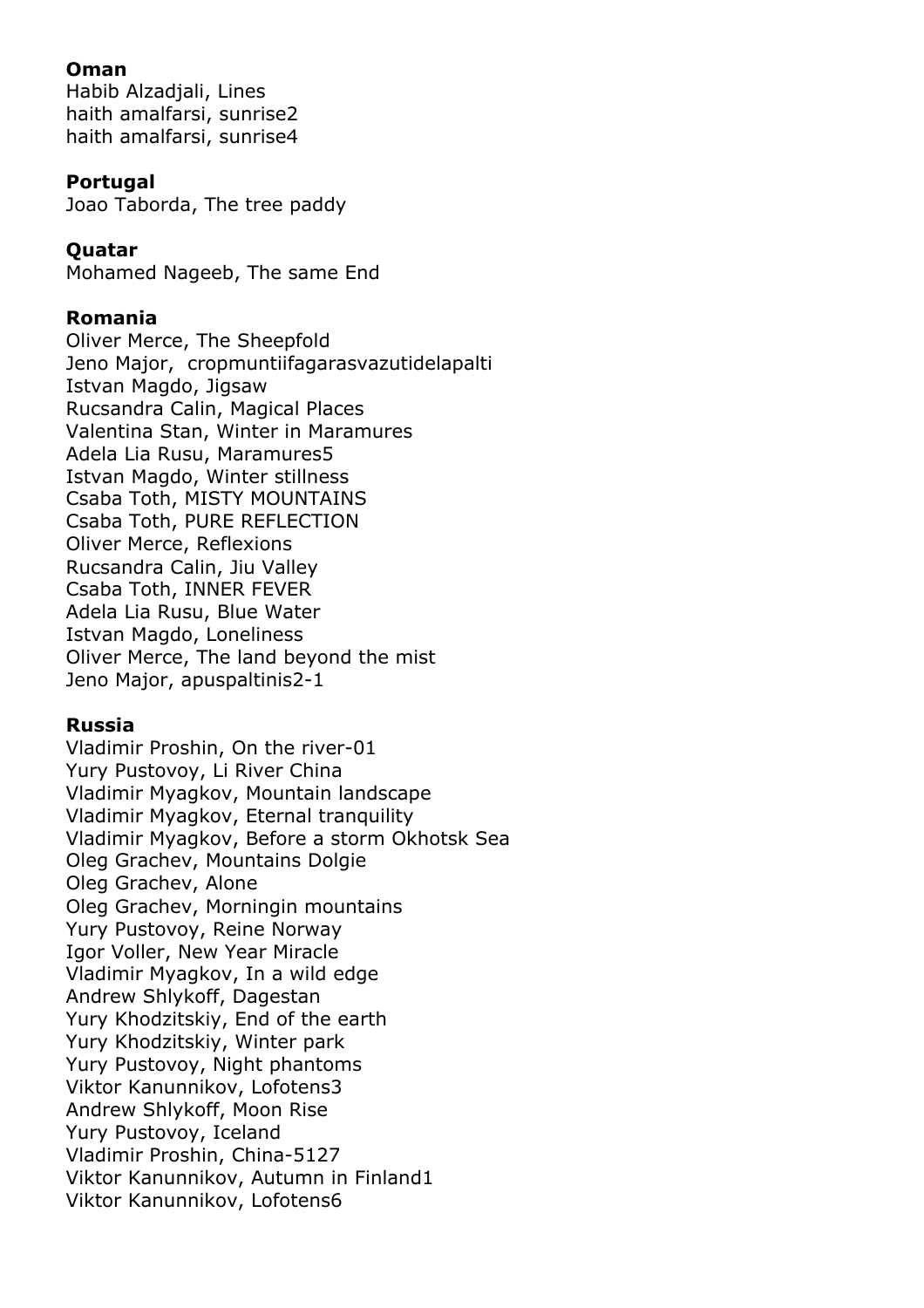**Oman**
Habib Alzadjali, Lines
haith amalfarsi, sunrise2
haith amalfarsi, sunrise4

**Portugal**
Joao Taborda, The tree paddy

**Quatar**
Mohamed Nageeb, The same End

**Romania**
Oliver Merce, The Sheepfold
Jeno Major, cropmuntiifagarasvazutidelapalti
Istvan Magdo, Jigsaw
Rucsandra Calin, Magical Places
Valentina Stan, Winter in Maramures
Adela Lia Rusu, Maramures5
Istvan Magdo, Winter stillness
Csaba Toth, MISTY MOUNTAINS
Csaba Toth, PURE REFLECTION
Oliver Merce, Reflexions
Rucsandra Calin, Jiu Valley
Csaba Toth, INNER FEVER
Adela Lia Rusu, Blue Water
Istvan Magdo, Loneliness
Oliver Merce, The land beyond the mist
Jeno Major, apuspaltinis2-1

**Russia**
Vladimir Proshin, On the river-01
Yury Pustovoy, Li River China
Vladimir Myagkov, Mountain landscape
Vladimir Myagkov, Eternal tranquility
Vladimir Myagkov, Before a storm Okhotsk Sea
Oleg Grachev, Mountains Dolgie
Oleg Grachev, Alone
Oleg Grachev, Morningin mountains
Yury Pustovoy, Reine Norway
Igor Voller, New Year Miracle
Vladimir Myagkov, In a wild edge
Andrew Shlykoff, Dagestan
Yury Khodzitskiy, End of the earth
Yury Khodzitskiy, Winter park
Yury Pustovoy, Night phantoms
Viktor Kanunnikov, Lofotens3
Andrew Shlykoff, Moon Rise
Yury Pustovoy, Iceland
Vladimir Proshin, China-5127
Viktor Kanunnikov, Autumn in Finland1
Viktor Kanunnikov, Lofotens6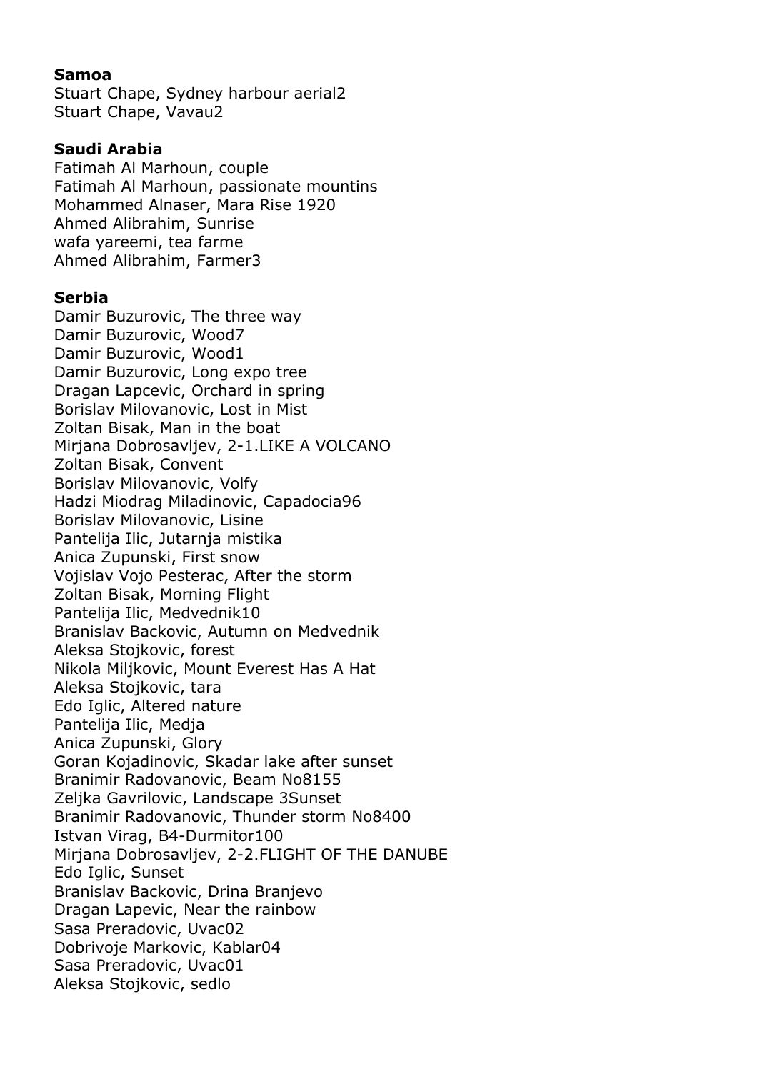**Samoa**

Stuart Chape, Sydney harbour aerial2
Stuart Chape, Vavau2

**Saudi Arabia**

Fatimah Al Marhoun, couple
Fatimah Al Marhoun, passionate mountins
Mohammed Alnaser, Mara Rise 1920
Ahmed Alibrahim, Sunrise
wafa yareemi, tea farme
Ahmed Alibrahim, Farmer3

**Serbia**

Damir Buzurovic, The three way
Damir Buzurovic, Wood7
Damir Buzurovic, Wood1
Damir Buzurovic, Long expo tree
Dragan Lapcevic, Orchard in spring
Borislav Milovanovic, Lost in Mist
Zoltan Bisak, Man in the boat
Mirjana Dobrosavljev, 2-1.LIKE A VOLCANO
Zoltan Bisak, Convent
Borislav Milovanovic, Volfy
Hadzi Miodrag Miladinovic, Capadocia96
Borislav Milovanovic, Lisine
Pantelija Ilic, Jutarnja mistika
Anica Zupunski, First snow
Vojislav Vojo Pesterac, After the storm
Zoltan Bisak, Morning Flight
Pantelija Ilic, Medvednik10
Branislav Backovic, Autumn on Medvednik
Aleksa Stojkovic, forest
Nikola Miljkovic, Mount Everest Has A Hat
Aleksa Stojkovic, tara
Edo Iglic, Altered nature
Pantelija Ilic, Medja
Anica Zupunski, Glory
Goran Kojadinovic, Skadar lake after sunset
Branimir Radovanovic, Beam No8155
Zeljka Gavrilovic, Landscape 3Sunset
Branimir Radovanovic, Thunder storm No8400
Istvan Virag, B4-Durmitor100
Mirjana Dobrosavljev, 2-2.FLIGHT OF THE DANUBE
Edo Iglic, Sunset
Branislav Backovic, Drina Branjevo
Dragan Lapevic, Near the rainbow
Sasa Preradovic, Uvac02
Dobrivoje Markovic, Kablar04
Sasa Preradovic, Uvac01
Aleksa Stojkovic, sedlo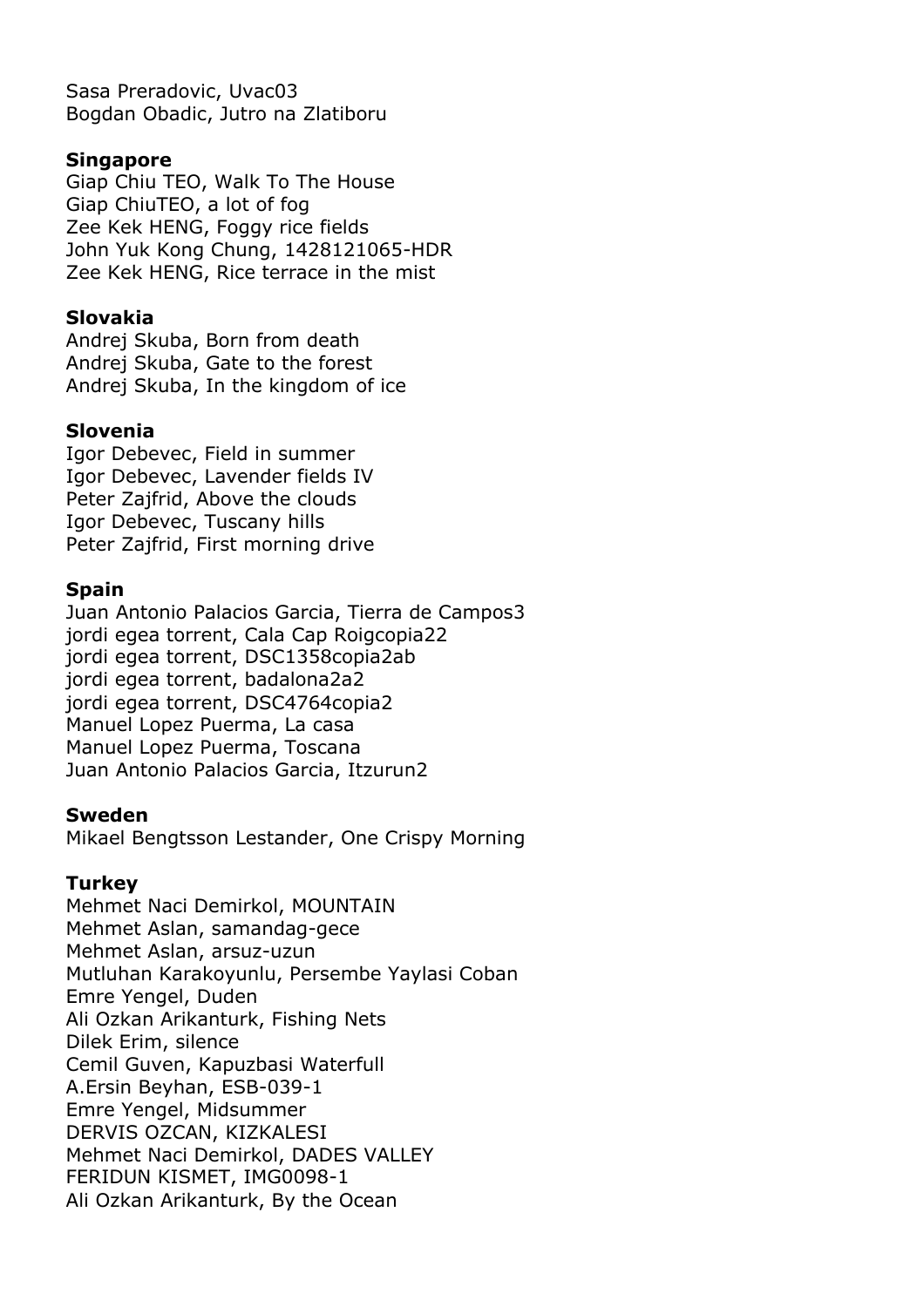Sasa Preradovic, Uvac03
Bogdan Obadic, Jutro na Zlatiboru

**Singapore**
Giap Chiu TEO, Walk To The House
Giap ChiuTEO, a lot of fog
Zee Kek HENG, Foggy rice fields
John Yuk Kong Chung, 1428121065-HDR
Zee Kek HENG, Rice terrace in the mist

**Slovakia**
Andrej Skuba, Born from death
Andrej Skuba, Gate to the forest
Andrej Skuba, In the kingdom of ice

**Slovenia**
Igor Debevec, Field in summer
Igor Debevec, Lavender fields IV
Peter Zajfrid, Above the clouds
Igor Debevec, Tuscany hills
Peter Zajfrid, First morning drive

**Spain**
Juan Antonio Palacios Garcia, Tierra de Campos3
jordi egea torrent, Cala Cap Roigcopia22
jordi egea torrent, DSC1358copia2ab
jordi egea torrent, badalona2a2
jordi egea torrent, DSC4764copia2
Manuel Lopez Puerma, La casa
Manuel Lopez Puerma, Toscana
Juan Antonio Palacios Garcia, Itzurun2

**Sweden**
Mikael Bengtsson Lestander, One Crispy Morning

**Turkey**
Mehmet Naci Demirkol, MOUNTAIN
Mehmet Aslan, samandag-gece
Mehmet Aslan, arsuz-uzun
Mutluhan Karakoyunlu, Persembe Yaylasi Coban
Emre Yengel, Duden
Ali Ozkan Arikanturk, Fishing Nets
Dilek Erim, silence
Cemil Guven, Kapuzbasi Waterfull
A.Ersin Beyhan, ESB-039-1
Emre Yengel, Midsummer
DERVIS OZCAN, KIZKALESI
Mehmet Naci Demirkol, DADES VALLEY
FERIDUN KISMET, IMG0098-1
Ali Ozkan Arikanturk, By the Ocean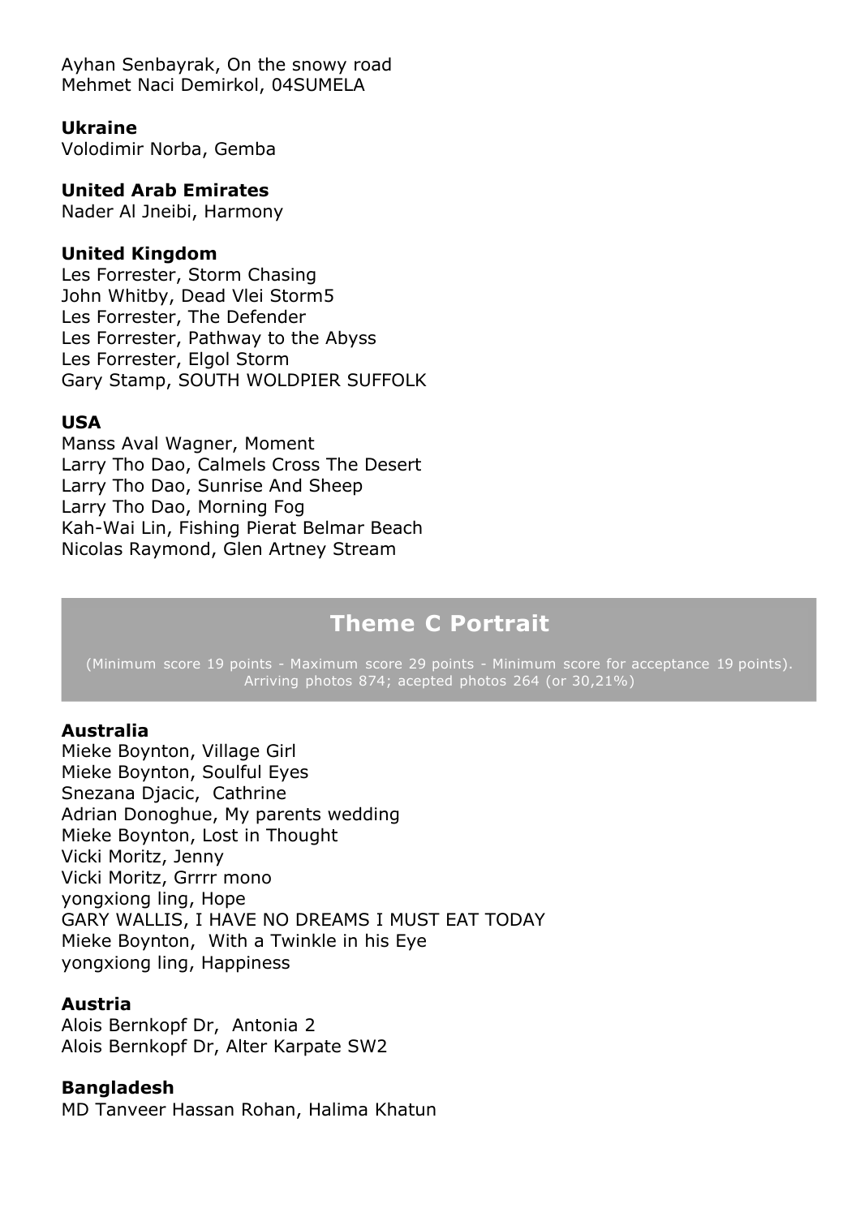Ayhan Senbayrak, On the snowy road
Mehmet Naci Demirkol, 04SUMELA

**Ukraine**
Volodimir Norba, Gemba

**United Arab Emirates**
Nader Al Jneibi, Harmony

**United Kingdom**
Les Forrester, Storm Chasing
John Whitby, Dead Vlei Storm5
Les Forrester, The Defender
Les Forrester, Pathway to the Abyss
Les Forrester, Elgol Storm
Gary Stamp, SOUTH WOLDPIER SUFFOLK

**USA**
Manss Aval Wagner, Moment
Larry Tho Dao, Calmels Cross The Desert
Larry Tho Dao, Sunrise And Sheep
Larry Tho Dao, Morning Fog
Kah-Wai Lin, Fishing Pierat Belmar Beach
Nicolas Raymond, Glen Artney Stream

## Theme C Portrait

(Minimum score 19 points - Maximum score 29 points - Minimum score for acceptance 19 points).
Arriving photos 874; acepted photos 264 (or 30,21%)

**Australia**
Mieke Boynton, Village Girl
Mieke Boynton, Soulful Eyes
Snezana Djacic, Cathrine
Adrian Donoghue, My parents wedding
Mieke Boynton, Lost in Thought
Vicki Moritz, Jenny
Vicki Moritz, Grrrr mono
yongxiong ling, Hope
GARY WALLIS, I HAVE NO DREAMS I MUST EAT TODAY
Mieke Boynton, With a Twinkle in his Eye
yongxiong ling, Happiness

**Austria**
Alois Bernkopf Dr, Antonia 2
Alois Bernkopf Dr, Alter Karpate SW2

**Bangladesh**
MD Tanveer Hassan Rohan, Halima Khatun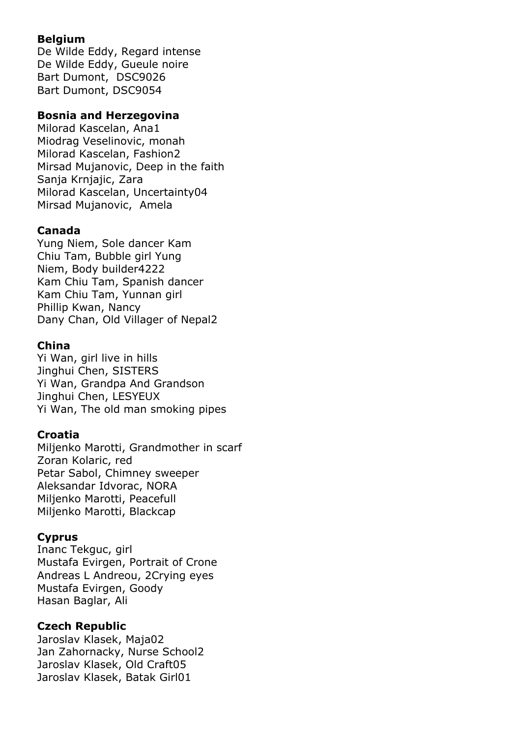**Belgium**
De Wilde Eddy, Regard intense
De Wilde Eddy, Gueule noire
Bart Dumont, DSC9026
Bart Dumont, DSC9054

**Bosnia and Herzegovina**
Milorad Kascelan, Ana1
Miodrag Veselinovic, monah
Milorad Kascelan, Fashion2
Mirsad Mujanovic, Deep in the faith
Sanja Krnjajic, Zara
Milorad Kascelan, Uncertainty04
Mirsad Mujanovic, Amela

**Canada**
Yung Niem, Sole dancer Kam
Chiu Tam, Bubble girl Yung
Niem, Body builder4222
Kam Chiu Tam, Spanish dancer
Kam Chiu Tam, Yunnan girl
Phillip Kwan, Nancy
Dany Chan, Old Villager of Nepal2

**China**
Yi Wan, girl live in hills
Jinghui Chen, SISTERS
Yi Wan, Grandpa And Grandson
Jinghui Chen, LESYEUX
Yi Wan, The old man smoking pipes

**Croatia**
Miljenko Marotti, Grandmother in scarf
Zoran Kolaric, red
Petar Sabol, Chimney sweeper
Aleksandar Idvorac, NORA
Miljenko Marotti, Peacefull
Miljenko Marotti, Blackcap

**Cyprus**
Inanc Tekguc, girl
Mustafa Evirgen, Portrait of Crone
Andreas L Andreou, 2Crying eyes
Mustafa Evirgen, Goody
Hasan Baglar, Ali

**Czech Republic**
Jaroslav Klasek, Maja02
Jan Zahornacky, Nurse School2
Jaroslav Klasek, Old Craft05
Jaroslav Klasek, Batak Girl01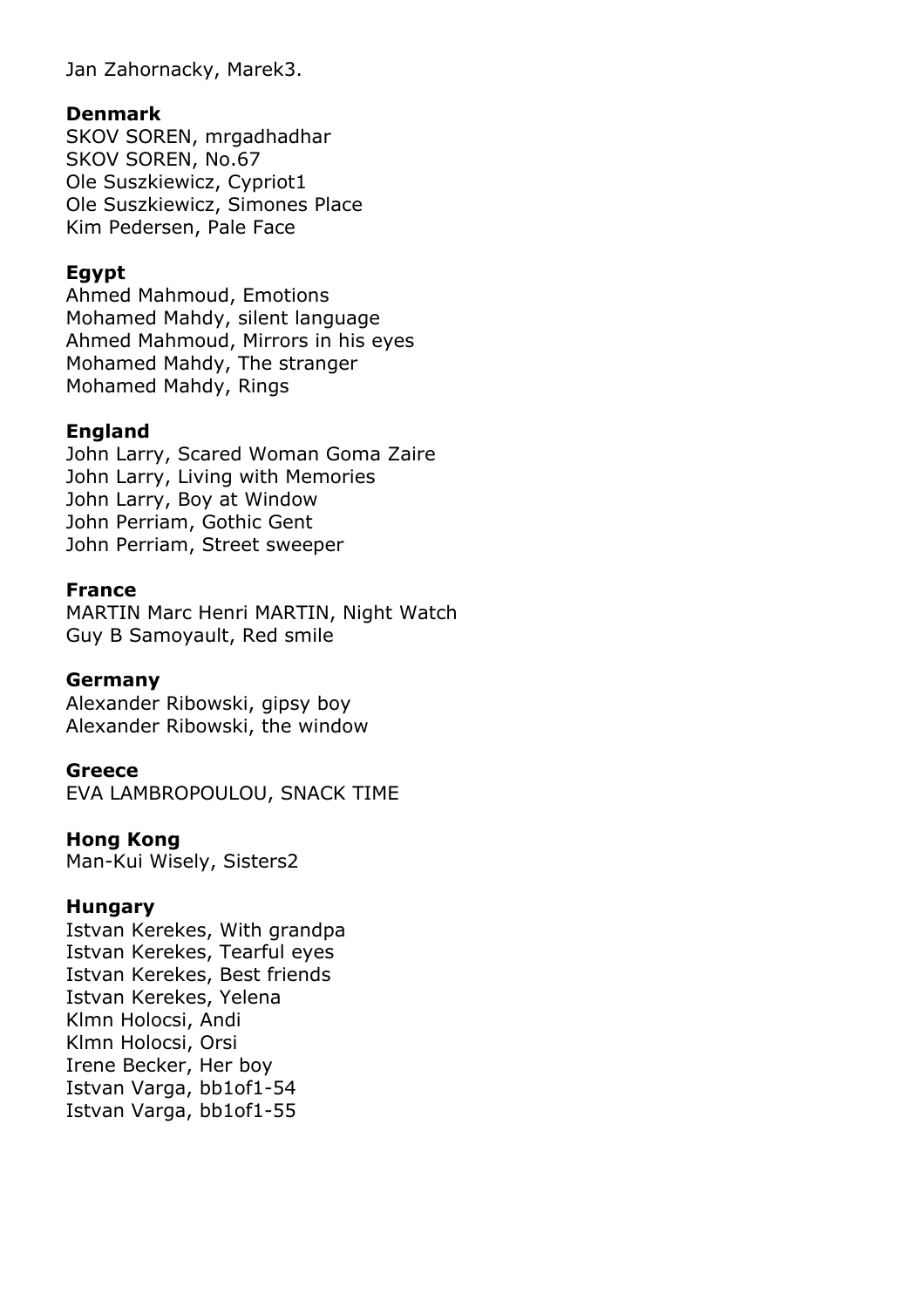Jan Zahornacky, Marek3.

**Denmark**

SKOV SOREN, mrgadhadhar
SKOV SOREN, No.67
Ole Suszkiewicz, Cypriot1
Ole Suszkiewicz, Simones Place
Kim Pedersen, Pale Face

**Egypt**

Ahmed Mahmoud, Emotions
Mohamed Mahdy, silent language
Ahmed Mahmoud, Mirrors in his eyes
Mohamed Mahdy, The stranger
Mohamed Mahdy, Rings

**England**

John Larry, Scared Woman Goma Zaire
John Larry, Living with Memories
John Larry, Boy at Window
John Perriam, Gothic Gent
John Perriam, Street sweeper

**France**

MARTIN Marc Henri MARTIN, Night Watch
Guy B Samoyault, Red smile

**Germany**

Alexander Ribowski, gipsy boy
Alexander Ribowski, the window

**Greece**

EVA LAMBROPOULOU, SNACK TIME

**Hong Kong**

Man-Kui Wisely, Sisters2

**Hungary**

Istvan Kerekes, With grandpa
Istvan Kerekes, Tearful eyes
Istvan Kerekes, Best friends
Istvan Kerekes, Yelena
Klmn Holocsi, Andi
Klmn Holocsi, Orsi
Irene Becker, Her boy
Istvan Varga, bb1of1-54
Istvan Varga, bb1of1-55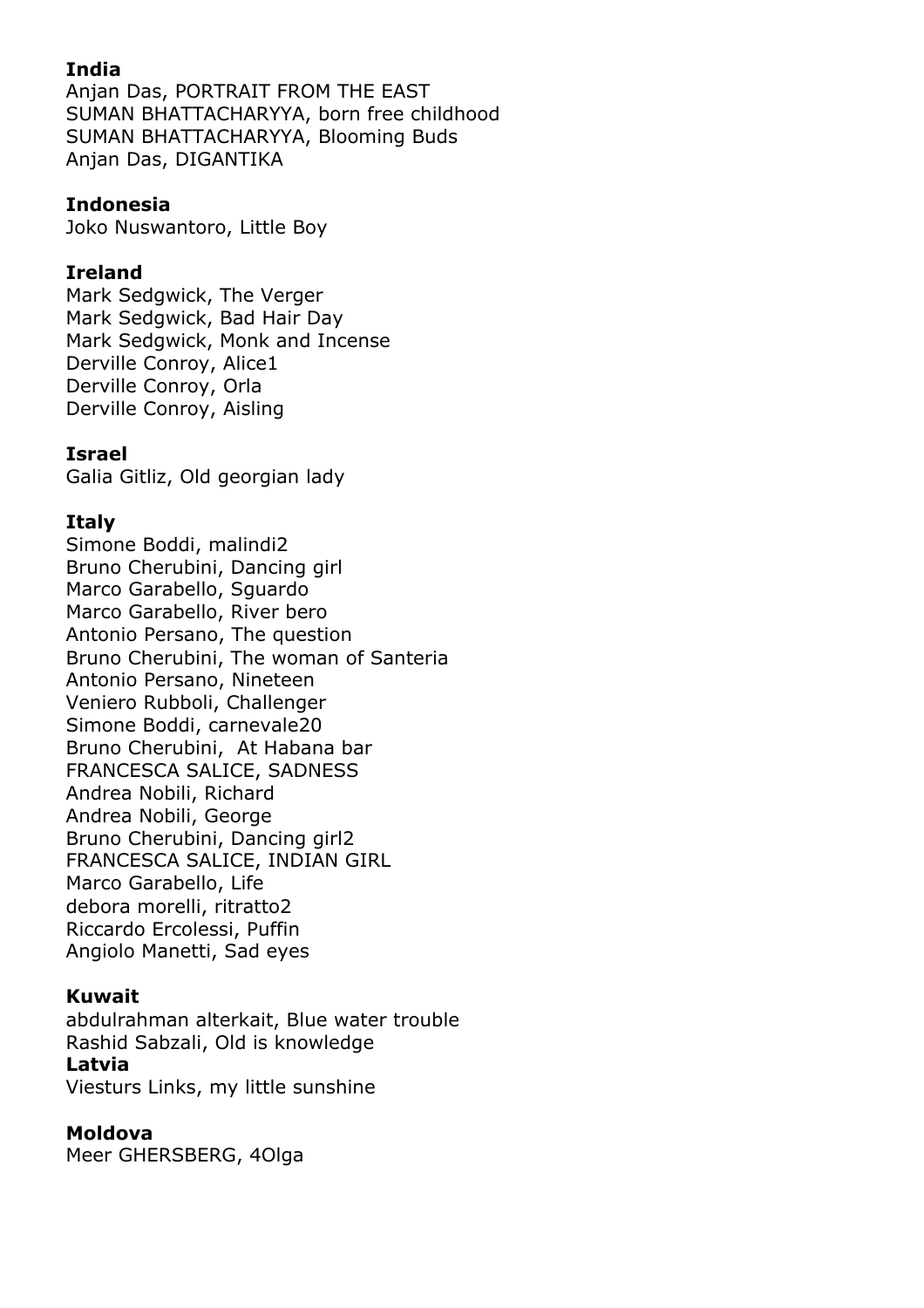**India**
Anjan Das, PORTRAIT FROM THE EAST
SUMAN BHATTACHARYYA, born free childhood
SUMAN BHATTACHARYYA, Blooming Buds
Anjan Das, DIGANTIKA

**Indonesia**
Joko Nuswantoro, Little Boy

**Ireland**
Mark Sedgwick, The Verger
Mark Sedgwick, Bad Hair Day
Mark Sedgwick, Monk and Incense
Derville Conroy, Alice1
Derville Conroy, Orla
Derville Conroy, Aisling

**Israel**
Galia Gitliz, Old georgian lady

**Italy**
Simone Boddi, malindi2
Bruno Cherubini, Dancing girl
Marco Garabello, Sguardo
Marco Garabello, River bero
Antonio Persano, The question
Bruno Cherubini, The woman of Santeria
Antonio Persano, Nineteen
Veniero Rubboli, Challenger
Simone Boddi, carnevale20
Bruno Cherubini, At Habana bar
FRANCESCA SALICE, SADNESS
Andrea Nobili, Richard
Andrea Nobili, George
Bruno Cherubini, Dancing girl2
FRANCESCA SALICE, INDIAN GIRL
Marco Garabello, Life
debora morelli, ritratto2
Riccardo Ercolessi, Puffin
Angiolo Manetti, Sad eyes

**Kuwait**
abdulrahman alterkait, Blue water trouble
Rashid Sabzali, Old is knowledge

**Latvia**
Viesturs Links, my little sunshine

**Moldova**
Meer GHERSBERG, 4Olga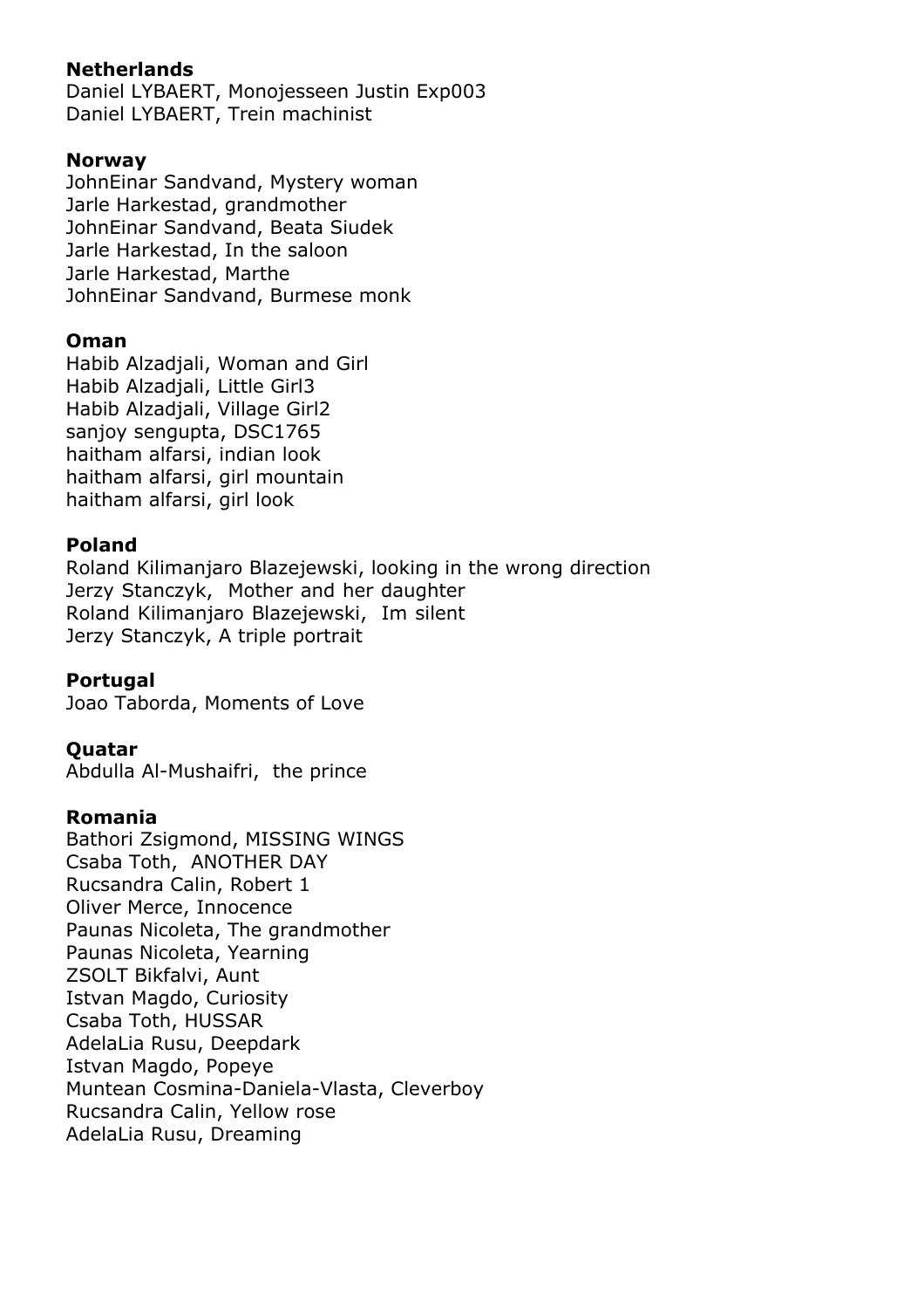**Netherlands**
Daniel LYBAERT, Monojesseen Justin Exp003
Daniel LYBAERT, Trein machinist

**Norway**
JohnEinar Sandvand, Mystery woman
Jarle Harkestad, grandmother
JohnEinar Sandvand, Beata Siudek
Jarle Harkestad, In the saloon
Jarle Harkestad, Marthe
JohnEinar Sandvand, Burmese monk

**Oman**
Habib Alzadjali, Woman and Girl
Habib Alzadjali, Little Girl3
Habib Alzadjali, Village Girl2
sanjoy sengupta, DSC1765
haitham alfarsi, indian look
haitham alfarsi, girl mountain
haitham alfarsi, girl look

**Poland**
Roland Kilimanjaro Blazejewski, looking in the wrong direction
Jerzy Stanczyk, Mother and her daughter
Roland Kilimanjaro Blazejewski, Im silent
Jerzy Stanczyk, A triple portrait

**Portugal**
Joao Taborda, Moments of Love

**Quatar**
Abdulla Al-Mushaifri, the prince

**Romania**
Bathori Zsigmond, MISSING WINGS
Csaba Toth, ANOTHER DAY
Rucsandra Calin, Robert 1
Oliver Merce, Innocence
Paunas Nicoleta, The grandmother
Paunas Nicoleta, Yearning
ZSOLT Bikfalvi, Aunt
Istvan Magdo, Curiosity
Csaba Toth, HUSSAR
AdelaLia Rusu, Deepdark
Istvan Magdo, Popeye
Muntean Cosmina-Daniela-Vlasta, Cleverboy
Rucsandra Calin, Yellow rose
AdelaLia Rusu, Dreaming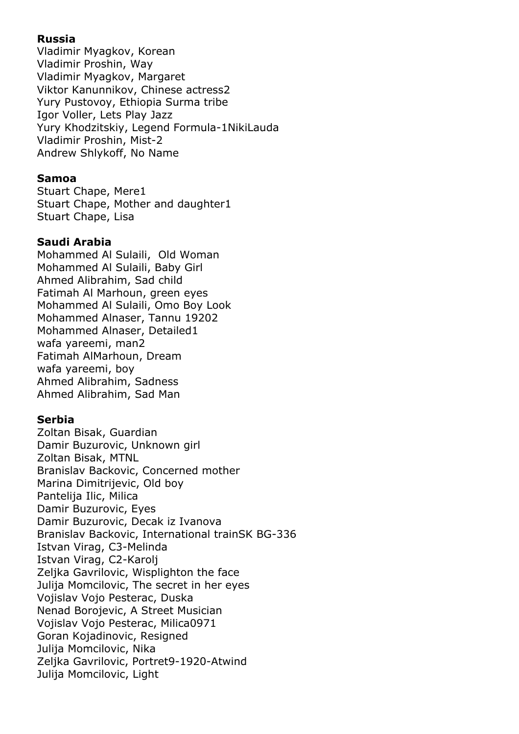**Russia**

Vladimir Myagkov, Korean
Vladimir Proshin, Way
Vladimir Myagkov, Margaret
Viktor Kanunnikov, Chinese actress2
Yury Pustovoy, Ethiopia Surma tribe
Igor Voller, Lets Play Jazz
Yury Khodzitskiy, Legend Formula-1NikiLauda
Vladimir Proshin, Mist-2
Andrew Shlykoff, No Name

**Samoa**

Stuart Chape, Mere1
Stuart Chape, Mother and daughter1
Stuart Chape, Lisa

**Saudi Arabia**

Mohammed Al Sulaili,  Old Woman
Mohammed Al Sulaili, Baby Girl
Ahmed Alibrahim, Sad child
Fatimah Al Marhoun, green eyes
Mohammed Al Sulaili, Omo Boy Look
Mohammed Alnaser, Tannu 19202
Mohammed Alnaser, Detailed1
wafa yareemi, man2
Fatimah AlMarhoun, Dream
wafa yareemi, boy
Ahmed Alibrahim, Sadness
Ahmed Alibrahim, Sad Man

**Serbia**

Zoltan Bisak, Guardian
Damir Buzurovic, Unknown girl
Zoltan Bisak, MTNL
Branislav Backovic, Concerned mother
Marina Dimitrijevic, Old boy
Pantelija Ilic, Milica
Damir Buzurovic, Eyes
Damir Buzurovic, Decak iz Ivanova
Branislav Backovic, International trainSK BG-336
Istvan Virag, C3-Melinda
Istvan Virag, C2-Karolj
Zeljka Gavrilovic, Wisplighton the face
Julija Momcilovic, The secret in her eyes
Vojislav Vojo Pesterac, Duska
Nenad Borojevic, A Street Musician
Vojislav Vojo Pesterac, Milica0971
Goran Kojadinovic, Resigned
Julija Momcilovic, Nika
Zeljka Gavrilovic, Portret9-1920-Atwind
Julija Momcilovic, Light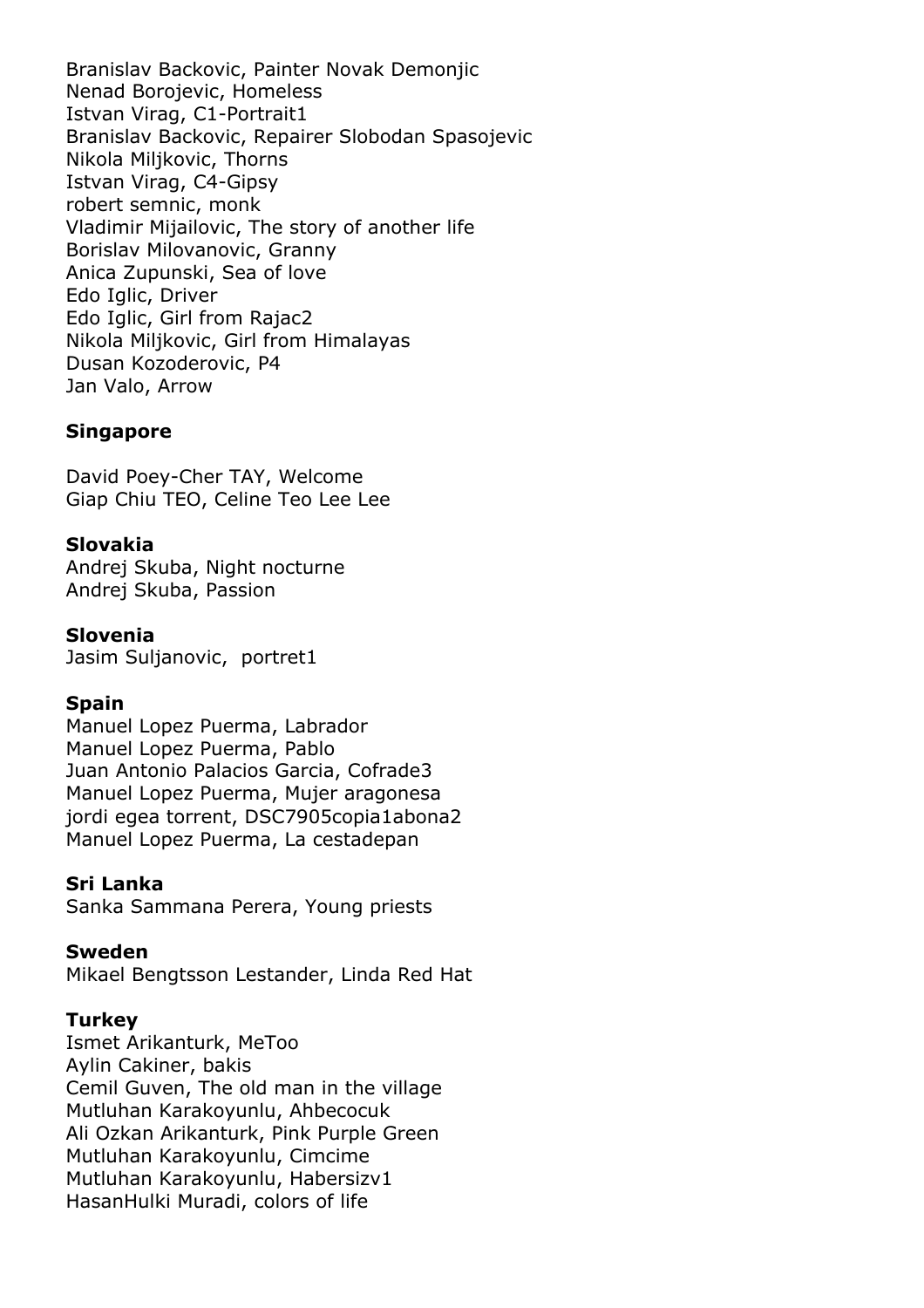Branislav Backovic, Painter Novak Demonjic
Nenad Borojevic, Homeless
Istvan Virag, C1-Portrait1
Branislav Backovic, Repairer Slobodan Spasojevic
Nikola Miljkovic, Thorns
Istvan Virag, C4-Gipsy
robert semnic, monk
Vladimir Mijailovic, The story of another life
Borislav Milovanovic, Granny
Anica Zupunski, Sea of love
Edo Iglic, Driver
Edo Iglic, Girl from Rajac2
Nikola Miljkovic, Girl from Himalayas
Dusan Kozoderovic, P4
Jan Valo, Arrow

**Singapore**

David Poey-Cher TAY, Welcome
Giap Chiu TEO, Celine Teo Lee Lee

**Slovakia**

Andrej Skuba, Night nocturne
Andrej Skuba, Passion

**Slovenia**

Jasim Suljanovic, portret1

**Spain**

Manuel Lopez Puerma, Labrador
Manuel Lopez Puerma, Pablo
Juan Antonio Palacios Garcia, Cofrade3
Manuel Lopez Puerma, Mujer aragonesa
jordi egea torrent, DSC7905copia1abona2
Manuel Lopez Puerma, La cestadepan

**Sri Lanka**

Sanka Sammana Perera, Young priests

**Sweden**

Mikael Bengtsson Lestander, Linda Red Hat

**Turkey**

Ismet Arikanturk, MeToo
Aylin Cakiner, bakis
Cemil Guven, The old man in the village
Mutluhan Karakoyunlu, Ahbecocuk
Ali Ozkan Arikanturk, Pink Purple Green
Mutluhan Karakoyunlu, Cimcime
Mutluhan Karakoyunlu, Habersizv1
HasanHulki Muradi, colors of life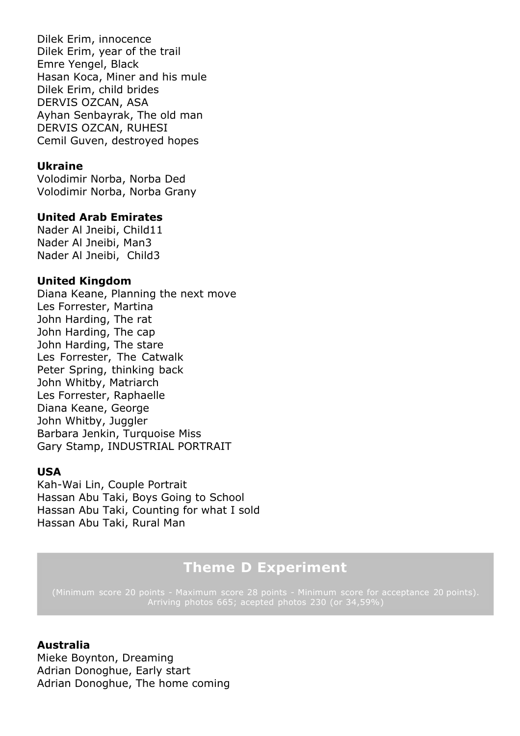Dilek Erim, innocence
Dilek Erim, year of the trail
Emre Yengel, Black
Hasan Koca, Miner and his mule
Dilek Erim, child brides
DERVIS OZCAN, ASA
Ayhan Senbayrak, The old man
DERVIS OZCAN, RUHESI
Cemil Guven, destroyed hopes

**Ukraine**
Volodimir Norba, Norba Ded
Volodimir Norba, Norba Grany

**United Arab Emirates**
Nader Al Jneibi, Child11
Nader Al Jneibi, Man3
Nader Al Jneibi, Child3

**United Kingdom**
Diana Keane, Planning the next move
Les Forrester, Martina
John Harding, The rat
John Harding, The cap
John Harding, The stare
Les Forrester, The Catwalk
Peter Spring, thinking back
John Whitby, Matriarch
Les Forrester, Raphaelle
Diana Keane, George
John Whitby, Juggler
Barbara Jenkin, Turquoise Miss
Gary Stamp, INDUSTRIAL PORTRAIT

**USA**
Kah-Wai Lin, Couple Portrait
Hassan Abu Taki, Boys Going to School
Hassan Abu Taki, Counting for what I sold
Hassan Abu Taki, Rural Man

## Theme D Experiment

(Minimum score 20 points - Maximum score 28 points - Minimum score for acceptance 20 points).
Arriving photos 665; acepted photos 230 (or 34,59%)

**Australia**
Mieke Boynton, Dreaming
Adrian Donoghue, Early start
Adrian Donoghue, The home coming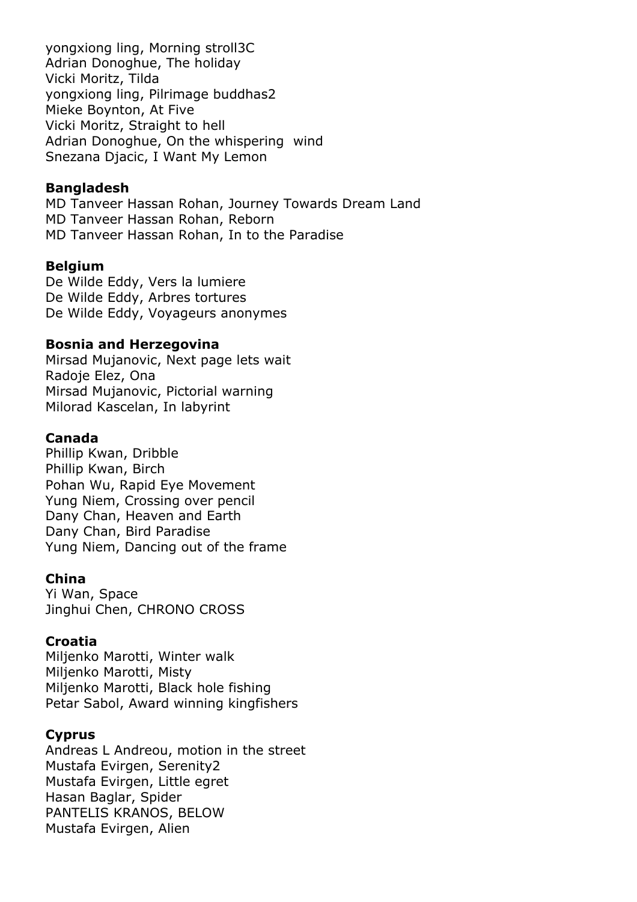yongxiong ling, Morning stroll3C
Adrian Donoghue, The holiday
Vicki Moritz, Tilda
yongxiong ling, Pilrimage buddhas2
Mieke Boynton, At Five
Vicki Moritz, Straight to hell
Adrian Donoghue, On the whispering  wind
Snezana Djacic, I Want My Lemon

**Bangladesh**
MD Tanveer Hassan Rohan, Journey Towards Dream Land
MD Tanveer Hassan Rohan, Reborn
MD Tanveer Hassan Rohan, In to the Paradise

**Belgium**
De Wilde Eddy, Vers la lumiere
De Wilde Eddy, Arbres tortures
De Wilde Eddy, Voyageurs anonymes

**Bosnia and Herzegovina**
Mirsad Mujanovic, Next page lets wait
Radoje Elez, Ona
Mirsad Mujanovic, Pictorial warning
Milorad Kascelan, In labyrint

**Canada**
Phillip Kwan, Dribble
Phillip Kwan, Birch
Pohan Wu, Rapid Eye Movement
Yung Niem, Crossing over pencil
Dany Chan, Heaven and Earth
Dany Chan, Bird Paradise
Yung Niem, Dancing out of the frame

**China**
Yi Wan, Space
Jinghui Chen, CHRONO CROSS

**Croatia**
Miljenko Marotti, Winter walk
Miljenko Marotti, Misty
Miljenko Marotti, Black hole fishing
Petar Sabol, Award winning kingfishers

**Cyprus**
Andreas L Andreou, motion in the street
Mustafa Evirgen, Serenity2
Mustafa Evirgen, Little egret
Hasan Baglar, Spider
PANTELIS KRANOS, BELOW
Mustafa Evirgen, Alien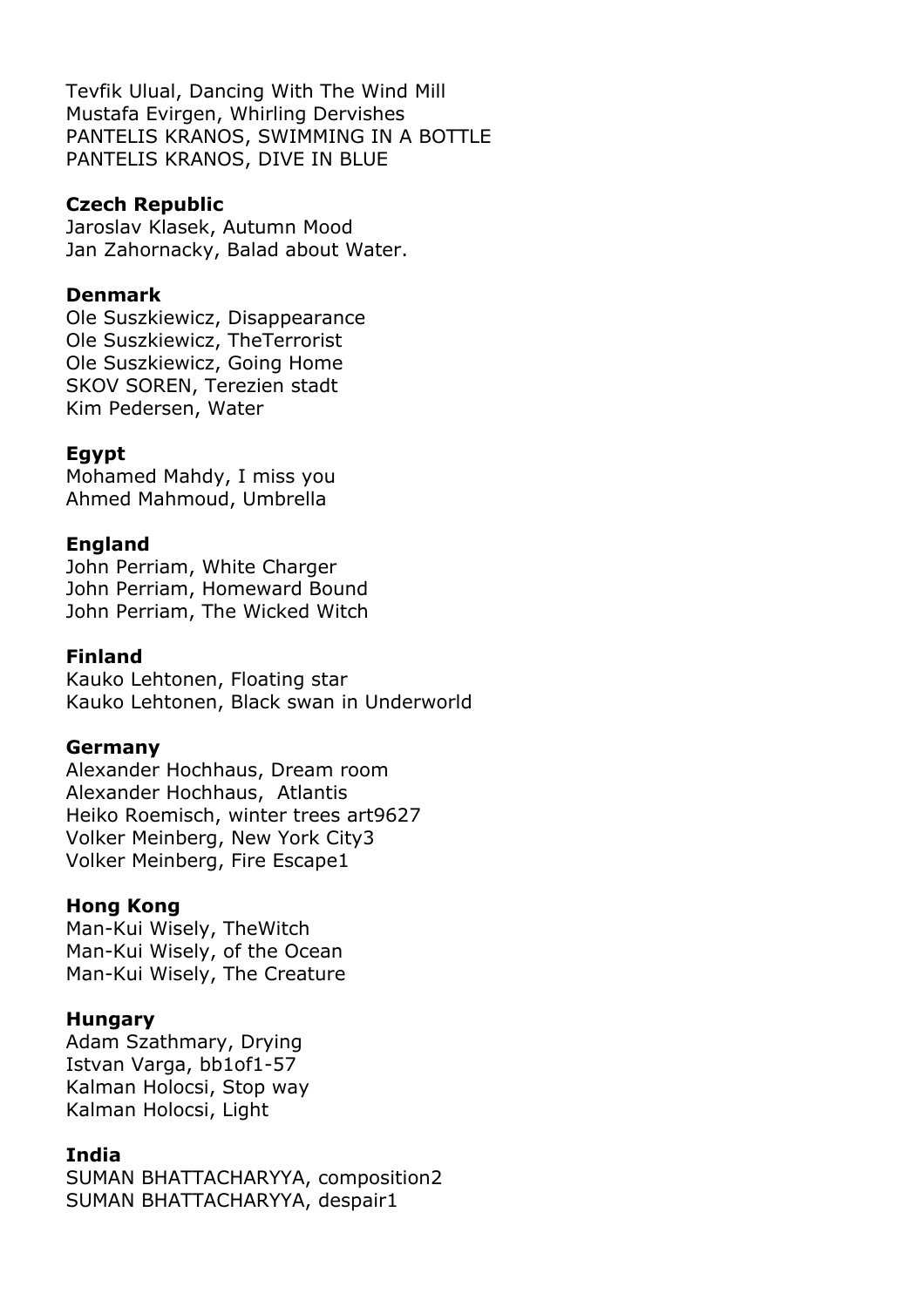Tevfik Ulual, Dancing With The Wind Mill
Mustafa Evirgen, Whirling Dervishes
PANTELIS KRANOS, SWIMMING IN A BOTTLE
PANTELIS KRANOS, DIVE IN BLUE

**Czech Republic**
Jaroslav Klasek, Autumn Mood
Jan Zahornacky, Balad about Water.

**Denmark**
Ole Suszkiewicz, Disappearance
Ole Suszkiewicz, TheTerrorist
Ole Suszkiewicz, Going Home
SKOV SOREN, Terezien stadt
Kim Pedersen, Water

**Egypt**
Mohamed Mahdy, I miss you
Ahmed Mahmoud, Umbrella

**England**
John Perriam, White Charger
John Perriam, Homeward Bound
John Perriam, The Wicked Witch

**Finland**
Kauko Lehtonen, Floating star
Kauko Lehtonen, Black swan in Underworld

**Germany**
Alexander Hochhaus, Dream room
Alexander Hochhaus, Atlantis
Heiko Roemisch, winter trees art9627
Volker Meinberg, New York City3
Volker Meinberg, Fire Escape1

**Hong Kong**
Man-Kui Wisely, TheWitch
Man-Kui Wisely, of the Ocean
Man-Kui Wisely, The Creature

**Hungary**
Adam Szathmary, Drying
Istvan Varga, bb1of1-57
Kalman Holocsi, Stop way
Kalman Holocsi, Light

**India**
SUMAN BHATTACHARYYA, composition2
SUMAN BHATTACHARYYA, despair1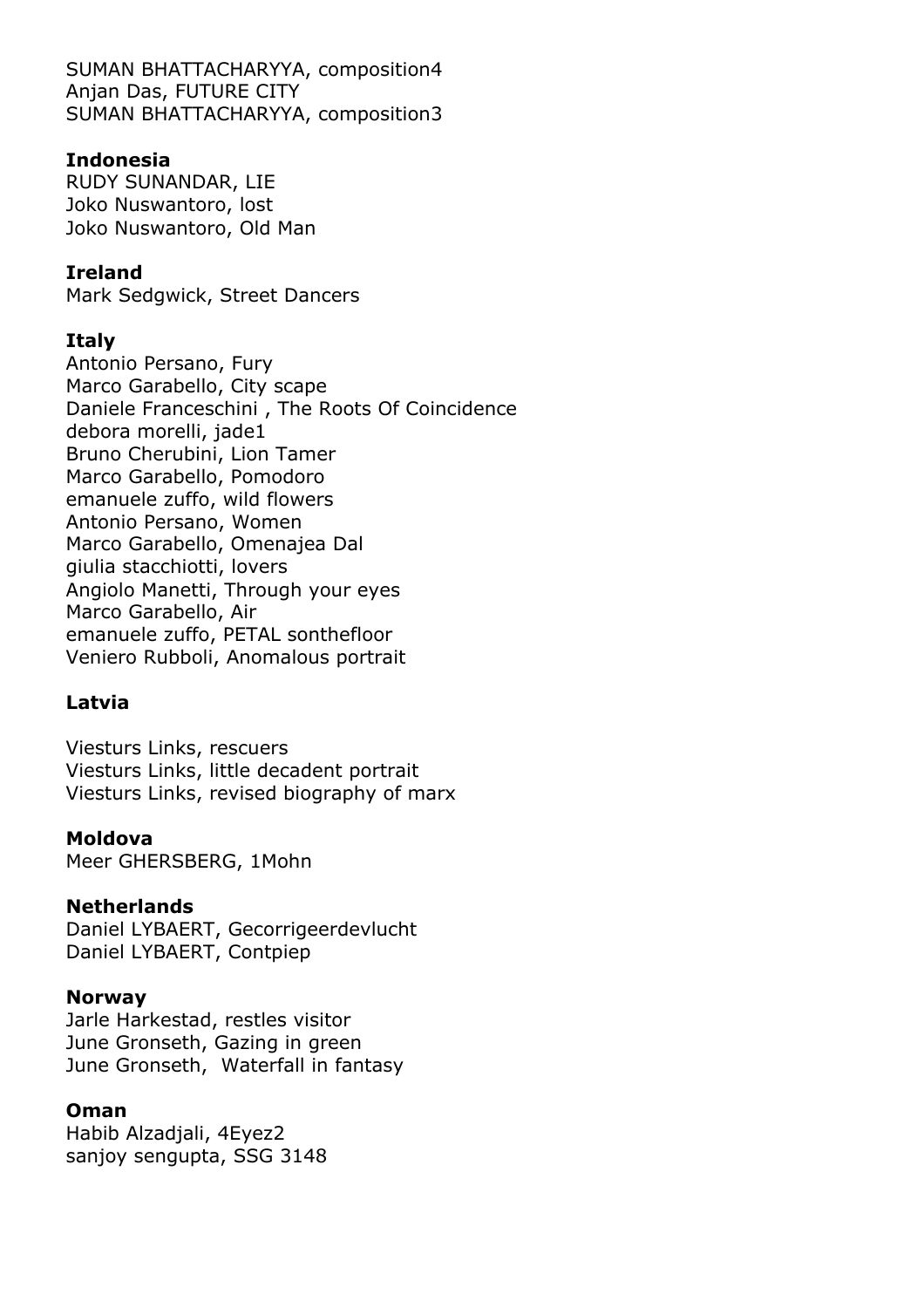SUMAN BHATTACHARYYA, composition4
Anjan Das, FUTURE CITY
SUMAN BHATTACHARYYA, composition3

**Indonesia**
RUDY SUNANDAR, LIE
Joko Nuswantoro, lost
Joko Nuswantoro, Old Man

**Ireland**
Mark Sedgwick, Street Dancers

**Italy**
Antonio Persano, Fury
Marco Garabello, City scape
Daniele Franceschini , The Roots Of Coincidence
debora morelli, jade1
Bruno Cherubini, Lion Tamer
Marco Garabello, Pomodoro
emanuele zuffo, wild flowers
Antonio Persano, Women
Marco Garabello, Omenajea Dal
giulia stacchiotti, lovers
Angiolo Manetti, Through your eyes
Marco Garabello, Air
emanuele zuffo, PETAL sonthefloor
Veniero Rubboli, Anomalous portrait

**Latvia**

Viesturs Links, rescuers
Viesturs Links, little decadent portrait
Viesturs Links, revised biography of marx

**Moldova**
Meer GHERSBERG, 1Mohn

**Netherlands**
Daniel LYBAERT, Gecorrigeerdevlucht
Daniel LYBAERT, Contpiep

**Norway**
Jarle Harkestad, restles visitor
June Gronseth, Gazing in green
June Gronseth, Waterfall in fantasy

**Oman**
Habib Alzadjali, 4Eyez2
sanjoy sengupta, SSG 3148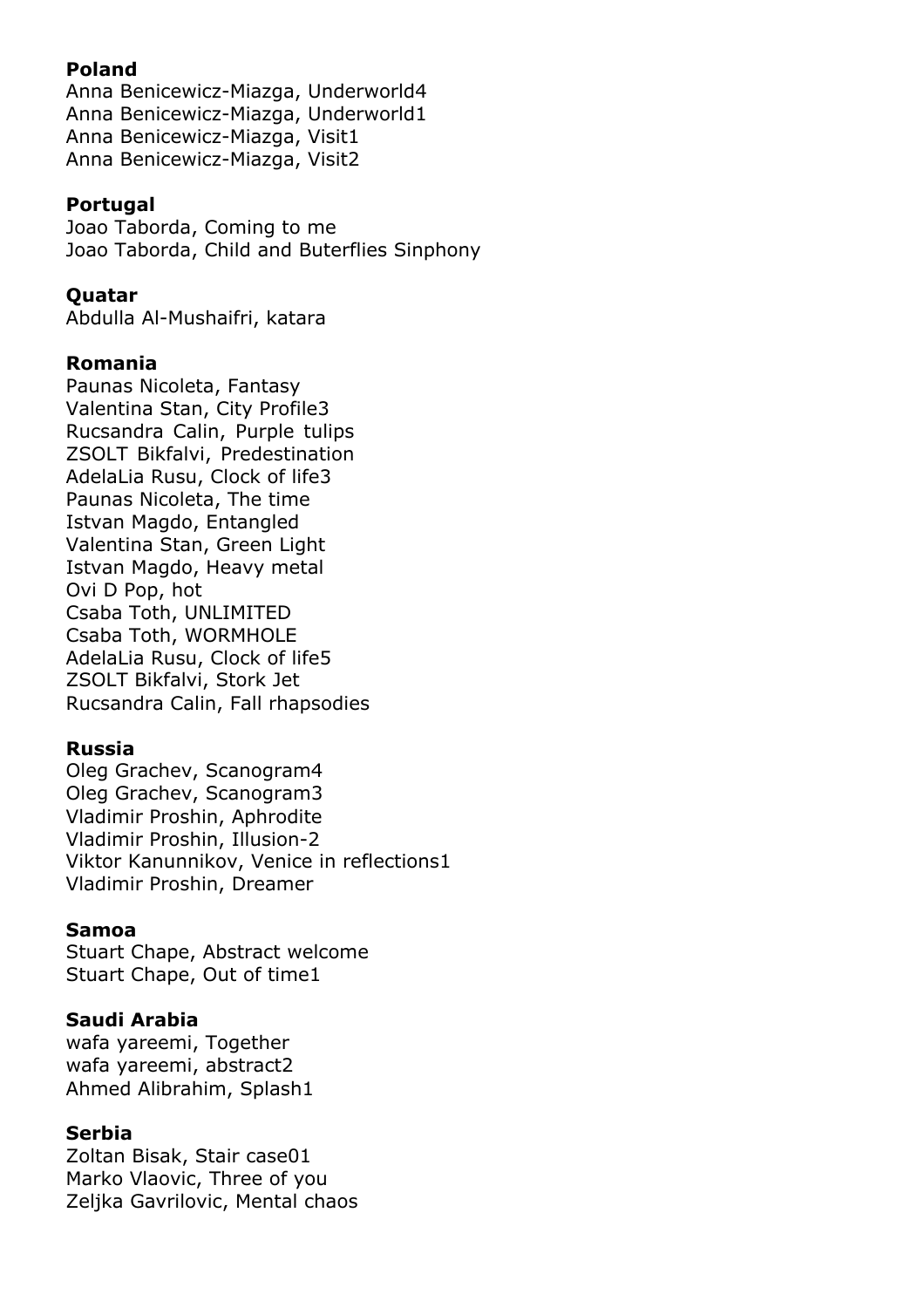**Poland**
Anna Benicewicz-Miazga, Underworld4
Anna Benicewicz-Miazga, Underworld1
Anna Benicewicz-Miazga, Visit1
Anna Benicewicz-Miazga, Visit2

**Portugal**
Joao Taborda, Coming to me
Joao Taborda, Child and Buterflies Sinphony

**Quatar**
Abdulla Al-Mushaifri, katara

**Romania**
Paunas Nicoleta, Fantasy
Valentina Stan, City Profile3
Rucsandra Calin, Purple tulips
ZSOLT Bikfalvi, Predestination
AdelaLia Rusu, Clock of life3
Paunas Nicoleta, The time
Istvan Magdo, Entangled
Valentina Stan, Green Light
Istvan Magdo, Heavy metal
Ovi D Pop, hot
Csaba Toth, UNLIMITED
Csaba Toth, WORMHOLE
AdelaLia Rusu, Clock of life5
ZSOLT Bikfalvi, Stork Jet
Rucsandra Calin, Fall rhapsodies

**Russia**
Oleg Grachev, Scanogram4
Oleg Grachev, Scanogram3
Vladimir Proshin, Aphrodite
Vladimir Proshin, Illusion-2
Viktor Kanunnikov, Venice in reflections1
Vladimir Proshin, Dreamer

**Samoa**
Stuart Chape, Abstract welcome
Stuart Chape, Out of time1

**Saudi Arabia**
wafa yareemi, Together
wafa yareemi, abstract2
Ahmed Alibrahim, Splash1

**Serbia**
Zoltan Bisak, Stair case01
Marko Vlaovic, Three of you
Zeljka Gavrilovic, Mental chaos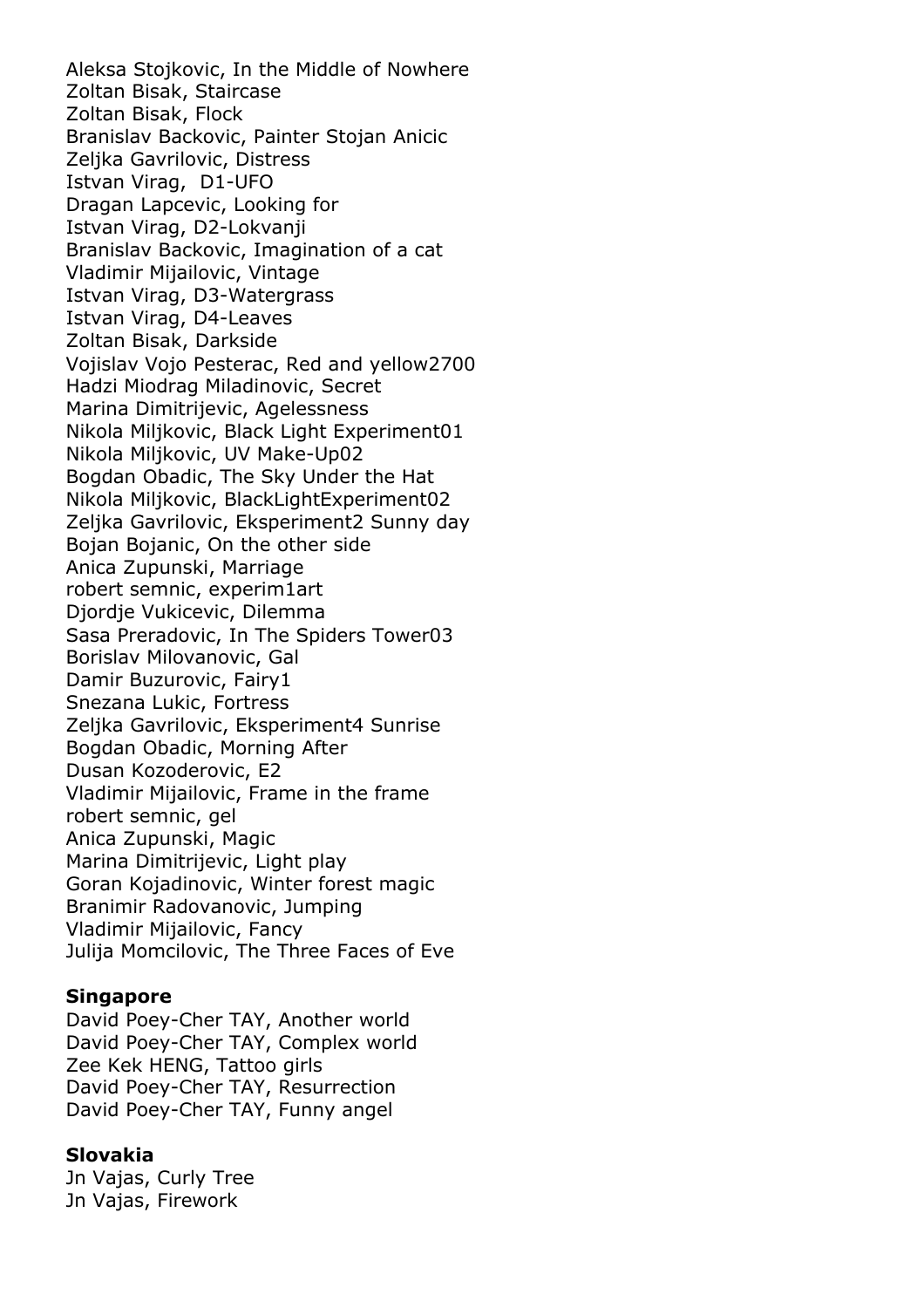Aleksa Stojkovic, In the Middle of Nowhere
Zoltan Bisak, Staircase
Zoltan Bisak, Flock
Branislav Backovic, Painter Stojan Anicic
Zeljka Gavrilovic, Distress
Istvan Virag, D1-UFO
Dragan Lapcevic, Looking for
Istvan Virag, D2-Lokvanji
Branislav Backovic, Imagination of a cat
Vladimir Mijailovic, Vintage
Istvan Virag, D3-Watergrass
Istvan Virag, D4-Leaves
Zoltan Bisak, Darkside
Vojislav Vojo Pesterac, Red and yellow2700
Hadzi Miodrag Miladinovic, Secret
Marina Dimitrijevic, Agelessness
Nikola Miljkovic, Black Light Experiment01
Nikola Miljkovic, UV Make-Up02
Bogdan Obadic, The Sky Under the Hat
Nikola Miljkovic, BlackLightExperiment02
Zeljka Gavrilovic, Eksperiment2 Sunny day
Bojan Bojanic, On the other side
Anica Zupunski, Marriage
robert semnic, experim1art
Djordje Vukicevic, Dilemma
Sasa Preradovic, In The Spiders Tower03
Borislav Milovanovic, Gal
Damir Buzurovic, Fairy1
Snezana Lukic, Fortress
Zeljka Gavrilovic, Eksperiment4 Sunrise
Bogdan Obadic, Morning After
Dusan Kozoderovic, E2
Vladimir Mijailovic, Frame in the frame
robert semnic, gel
Anica Zupunski, Magic
Marina Dimitrijevic, Light play
Goran Kojadinovic, Winter forest magic
Branimir Radovanovic, Jumping
Vladimir Mijailovic, Fancy
Julija Momcilovic, The Three Faces of Eve

**Singapore**

David Poey-Cher TAY, Another world
David Poey-Cher TAY, Complex world
Zee Kek HENG, Tattoo girls
David Poey-Cher TAY, Resurrection
David Poey-Cher TAY, Funny angel

**Slovakia**

Jn Vajas, Curly Tree
Jn Vajas, Firework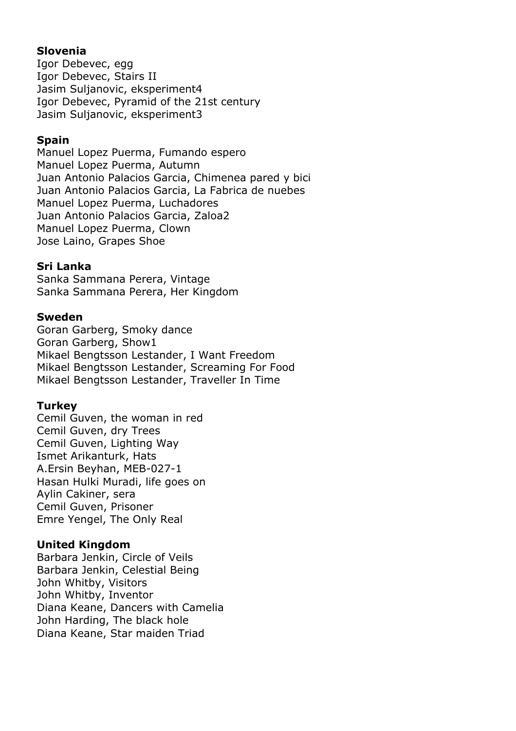**Slovenia**
Igor Debevec, egg
Igor Debevec, Stairs II
Jasim Suljanovic, eksperiment4
Igor Debevec, Pyramid of the 21st century
Jasim Suljanovic, eksperiment3

**Spain**
Manuel Lopez Puerma, Fumando espero
Manuel Lopez Puerma, Autumn
Juan Antonio Palacios Garcia, Chimenea pared y bici
Juan Antonio Palacios Garcia, La Fabrica de nuebes
Manuel Lopez Puerma, Luchadores
Juan Antonio Palacios Garcia, Zaloa2
Manuel Lopez Puerma, Clown
Jose Laino, Grapes Shoe

**Sri Lanka**
Sanka Sammana Perera, Vintage
Sanka Sammana Perera, Her Kingdom

**Sweden**
Goran Garberg, Smoky dance
Goran Garberg, Show1
Mikael Bengtsson Lestander, I Want Freedom
Mikael Bengtsson Lestander, Screaming For Food
Mikael Bengtsson Lestander, Traveller In Time

**Turkey**
Cemil Guven, the woman in red
Cemil Guven, dry Trees
Cemil Guven, Lighting Way
Ismet Arikanturk, Hats
A.Ersin Beyhan, MEB-027-1
Hasan Hulki Muradi, life goes on
Aylin Cakiner, sera
Cemil Guven, Prisoner
Emre Yengel, The Only Real

**United Kingdom**
Barbara Jenkin, Circle of Veils
Barbara Jenkin, Celestial Being
John Whitby, Visitors
John Whitby, Inventor
Diana Keane, Dancers with Camelia
John Harding, The black hole
Diana Keane, Star maiden Triad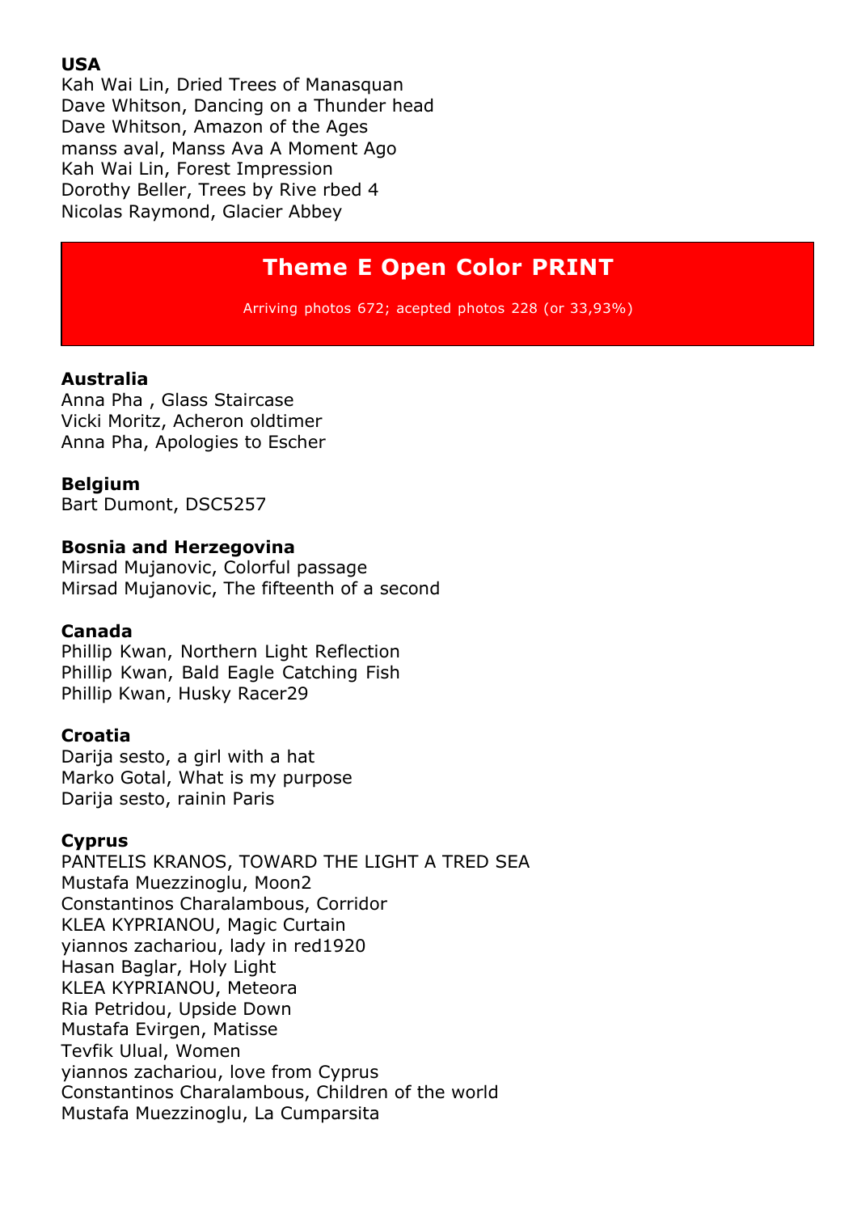**USA**
Kah Wai Lin, Dried Trees of Manasquan
Dave Whitson, Dancing on a Thunder head
Dave Whitson, Amazon of the Ages
manss aval, Manss Ava A Moment Ago
Kah Wai Lin, Forest Impression
Dorothy Beller, Trees by Rive rbed 4
Nicolas Raymond, Glacier Abbey

## Theme E Open Color PRINT

Arriving photos 672; acepted photos 228 (or 33,93%)

**Australia**
Anna Pha , Glass Staircase
Vicki Moritz, Acheron oldtimer
Anna Pha, Apologies to Escher

**Belgium**
Bart Dumont, DSC5257

**Bosnia and Herzegovina**
Mirsad Mujanovic, Colorful passage
Mirsad Mujanovic, The fifteenth of a second

**Canada**
Phillip Kwan, Northern Light Reflection
Phillip Kwan, Bald Eagle Catching Fish
Phillip Kwan, Husky Racer29

**Croatia**
Darija sesto, a girl with a hat
Marko Gotal, What is my purpose
Darija sesto, rainin Paris

**Cyprus**
PANTELIS KRANOS, TOWARD THE LIGHT A TRED SEA
Mustafa Muezzinoglu, Moon2
Constantinos Charalambous, Corridor
KLEA KYPRIANOU, Magic Curtain
yiannos zachariou, lady in red1920
Hasan Baglar, Holy Light
KLEA KYPRIANOU, Meteora
Ria Petridou, Upside Down
Mustafa Evirgen, Matisse
Tevfik Ulual, Women
yiannos zachariou, love from Cyprus
Constantinos Charalambous, Children of the world
Mustafa Muezzinoglu, La Cumparsita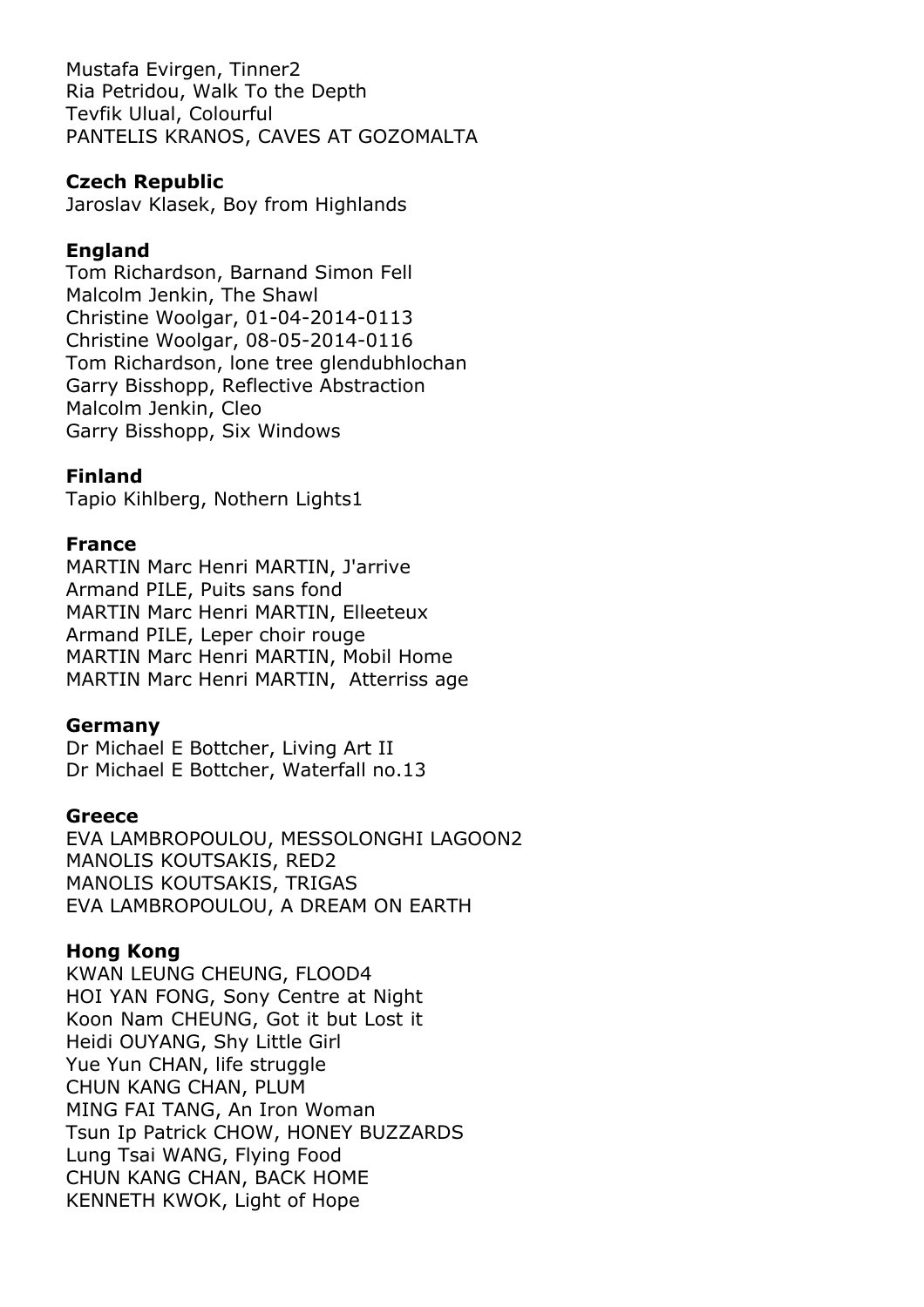Mustafa Evirgen, Tinner2
Ria Petridou, Walk To the Depth
Tevfik Ulual, Colourful
PANTELIS KRANOS, CAVES AT GOZOMALTA

**Czech Republic**
Jaroslav Klasek, Boy from Highlands

**England**
Tom Richardson, Barnand Simon Fell
Malcolm Jenkin, The Shawl
Christine Woolgar, 01-04-2014-0113
Christine Woolgar, 08-05-2014-0116
Tom Richardson, lone tree glendubhlochan
Garry Bisshopp, Reflective Abstraction
Malcolm Jenkin, Cleo
Garry Bisshopp, Six Windows

**Finland**
Tapio Kihlberg, Nothern Lights1

**France**
MARTIN Marc Henri MARTIN, J'arrive
Armand PILE, Puits sans fond
MARTIN Marc Henri MARTIN, Elleeteux
Armand PILE, Leper choir rouge
MARTIN Marc Henri MARTIN, Mobil Home
MARTIN Marc Henri MARTIN, Atterriss age

**Germany**
Dr Michael E Bottcher, Living Art II
Dr Michael E Bottcher, Waterfall no.13

**Greece**
EVA LAMBROPOULOU, MESSOLONGHI LAGOON2
MANOLIS KOUTSAKIS, RED2
MANOLIS KOUTSAKIS, TRIGAS
EVA LAMBROPOULOU, A DREAM ON EARTH

**Hong Kong**
KWAN LEUNG CHEUNG, FLOOD4
HOI YAN FONG, Sony Centre at Night
Koon Nam CHEUNG, Got it but Lost it
Heidi OUYANG, Shy Little Girl
Yue Yun CHAN, life struggle
CHUN KANG CHAN, PLUM
MING FAI TANG, An Iron Woman
Tsun Ip Patrick CHOW, HONEY BUZZARDS
Lung Tsai WANG, Flying Food
CHUN KANG CHAN, BACK HOME
KENNETH KWOK, Light of Hope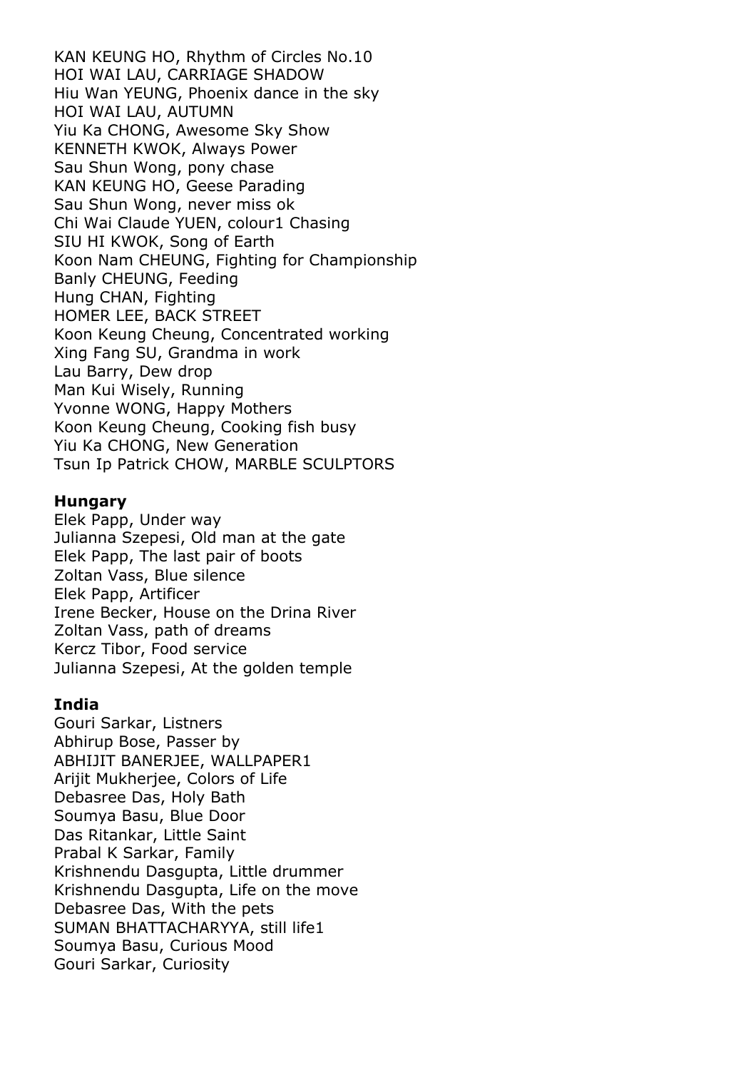KAN KEUNG HO, Rhythm of Circles No.10
HOI WAI LAU, CARRIAGE SHADOW
Hiu Wan YEUNG, Phoenix dance in the sky
HOI WAI LAU, AUTUMN
Yiu Ka CHONG, Awesome Sky Show
KENNETH KWOK, Always Power
Sau Shun Wong, pony chase
KAN KEUNG HO, Geese Parading
Sau Shun Wong, never miss ok
Chi Wai Claude YUEN, colour1 Chasing
SIU HI KWOK, Song of Earth
Koon Nam CHEUNG, Fighting for Championship
Banly CHEUNG, Feeding
Hung CHAN, Fighting
HOMER LEE, BACK STREET
Koon Keung Cheung, Concentrated working
Xing Fang SU, Grandma in work
Lau Barry, Dew drop
Man Kui Wisely, Running
Yvonne WONG, Happy Mothers
Koon Keung Cheung, Cooking fish busy
Yiu Ka CHONG, New Generation
Tsun Ip Patrick CHOW, MARBLE SCULPTORS

**Hungary**
Elek Papp, Under way
Julianna Szepesi, Old man at the gate
Elek Papp, The last pair of boots
Zoltan Vass, Blue silence
Elek Papp, Artificer
Irene Becker, House on the Drina River
Zoltan Vass, path of dreams
Kercz Tibor, Food service
Julianna Szepesi, At the golden temple

**India**
Gouri Sarkar, Listners
Abhirup Bose, Passer by
ABHIJIT BANERJEE, WALLPAPER1
Arijit Mukherjee, Colors of Life
Debasree Das, Holy Bath
Soumya Basu, Blue Door
Das Ritankar, Little Saint
Prabal K Sarkar, Family
Krishnendu Dasgupta, Little drummer
Krishnendu Dasgupta, Life on the move
Debasree Das, With the pets
SUMAN BHATTACHARYYA, still life1
Soumya Basu, Curious Mood
Gouri Sarkar, Curiosity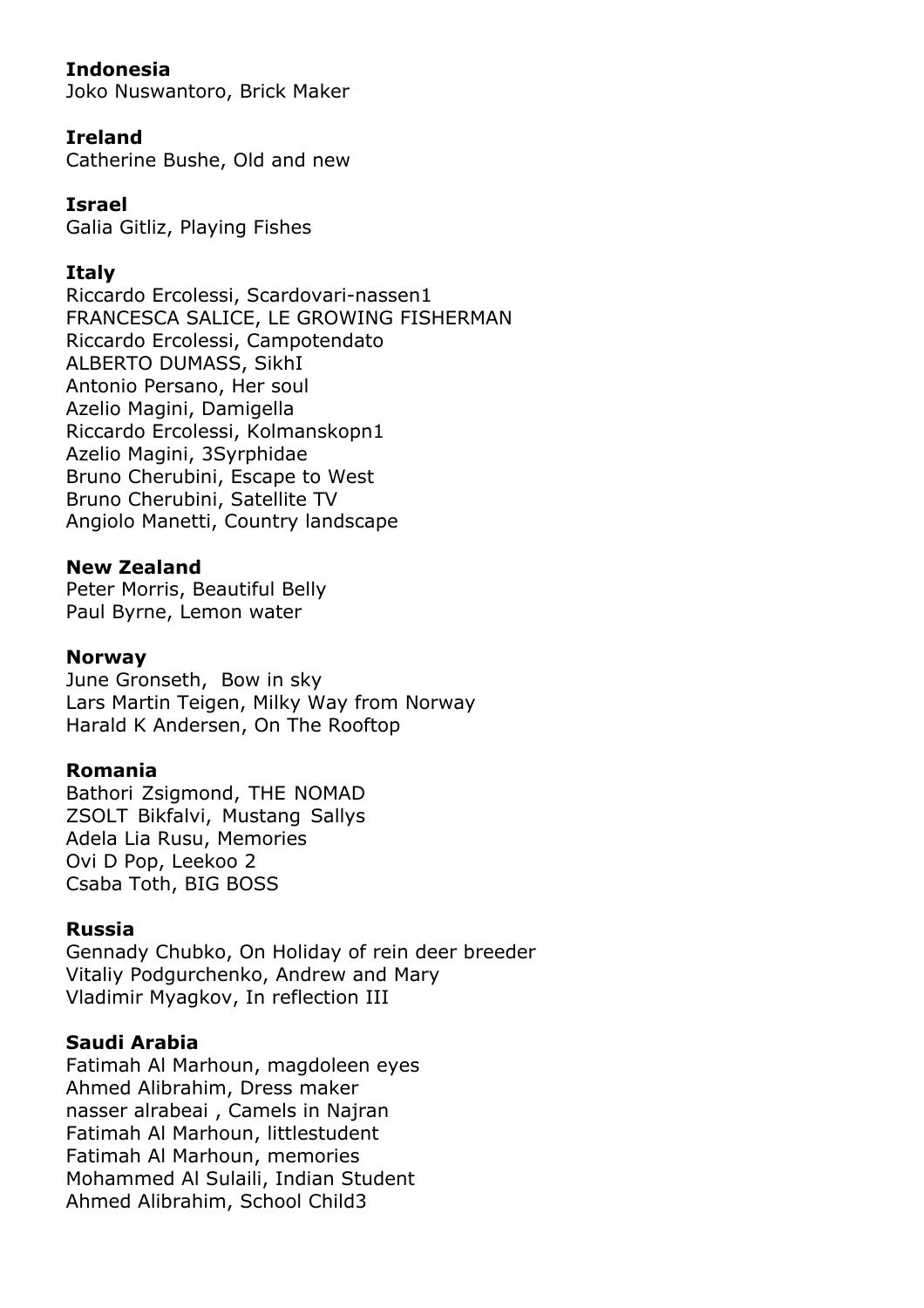**Indonesia**
Joko Nuswantoro, Brick Maker

**Ireland**
Catherine Bushe, Old and new

**Israel**
Galia Gitliz, Playing Fishes

**Italy**
Riccardo Ercolessi, Scardovari-nassen1
FRANCESCA SALICE, LE GROWING FISHERMAN
Riccardo Ercolessi, Campotendato
ALBERTO DUMASS, SikhI
Antonio Persano, Her soul
Azelio Magini, Damigella
Riccardo Ercolessi, Kolmanskopn1
Azelio Magini, 3Syrphidae
Bruno Cherubini, Escape to West
Bruno Cherubini, Satellite TV
Angiolo Manetti, Country landscape

**New Zealand**
Peter Morris, Beautiful Belly
Paul Byrne, Lemon water

**Norway**
June Gronseth, Bow in sky
Lars Martin Teigen, Milky Way from Norway
Harald K Andersen, On The Rooftop

**Romania**
Bathori Zsigmond, THE NOMAD
ZSOLT Bikfalvi, Mustang Sallys
Adela Lia Rusu, Memories
Ovi D Pop, Leekoo 2
Csaba Toth, BIG BOSS

**Russia**
Gennady Chubko, On Holiday of rein deer breeder
Vitaliy Podgurchenko, Andrew and Mary
Vladimir Myagkov, In reflection III

**Saudi Arabia**
Fatimah Al Marhoun, magdoleen eyes
Ahmed Alibrahim, Dress maker
nasser alrabeai , Camels in Najran
Fatimah Al Marhoun, littlestudent
Fatimah Al Marhoun, memories
Mohammed Al Sulaili, Indian Student
Ahmed Alibrahim, School Child3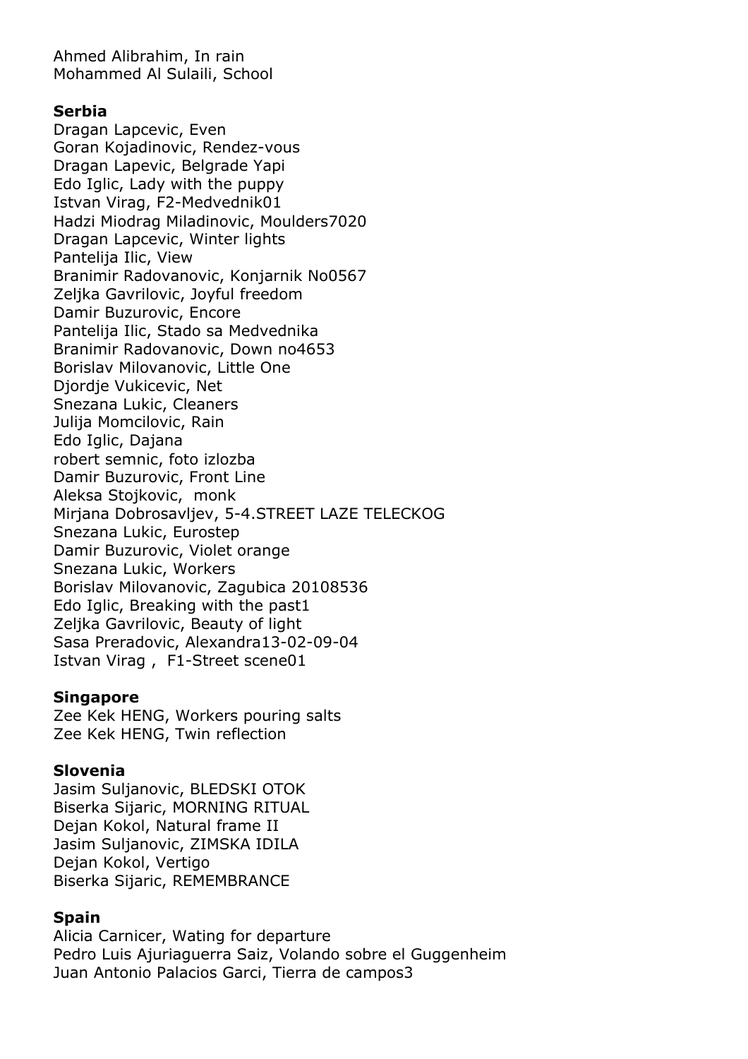Ahmed Alibrahim, In rain
Mohammed Al Sulaili, School

**Serbia**

Dragan Lapcevic, Even
Goran Kojadinovic, Rendez-vous
Dragan Lapevic, Belgrade Yapi
Edo Iglic, Lady with the puppy
Istvan Virag, F2-Medvednik01
Hadzi Miodrag Miladinovic, Moulders7020
Dragan Lapcevic, Winter lights
Pantelija Ilic, View
Branimir Radovanovic, Konjarnik No0567
Zeljka Gavrilovic, Joyful freedom
Damir Buzurovic, Encore
Pantelija Ilic, Stado sa Medvednika
Branimir Radovanovic, Down no4653
Borislav Milovanovic, Little One
Djordje Vukicevic, Net
Snezana Lukic, Cleaners
Julija Momcilovic, Rain
Edo Iglic, Dajana
robert semnic, foto izlozba
Damir Buzurovic, Front Line
Aleksa Stojkovic, monk
Mirjana Dobrosavljev, 5-4.STREET LAZE TELECKOG
Snezana Lukic, Eurostep
Damir Buzurovic, Violet orange
Snezana Lukic, Workers
Borislav Milovanovic, Zagubica 20108536
Edo Iglic, Breaking with the past1
Zeljka Gavrilovic, Beauty of light
Sasa Preradovic, Alexandra13-02-09-04
Istvan Virag , F1-Street scene01

**Singapore**

Zee Kek HENG, Workers pouring salts
Zee Kek HENG, Twin reflection

**Slovenia**

Jasim Suljanovic, BLEDSKI OTOK
Biserka Sijaric, MORNING RITUAL
Dejan Kokol, Natural frame II
Jasim Suljanovic, ZIMSKA IDILA
Dejan Kokol, Vertigo
Biserka Sijaric, REMEMBRANCE

**Spain**

Alicia Carnicer, Wating for departure
Pedro Luis Ajuriaguerra Saiz, Volando sobre el Guggenheim
Juan Antonio Palacios Garci, Tierra de campos3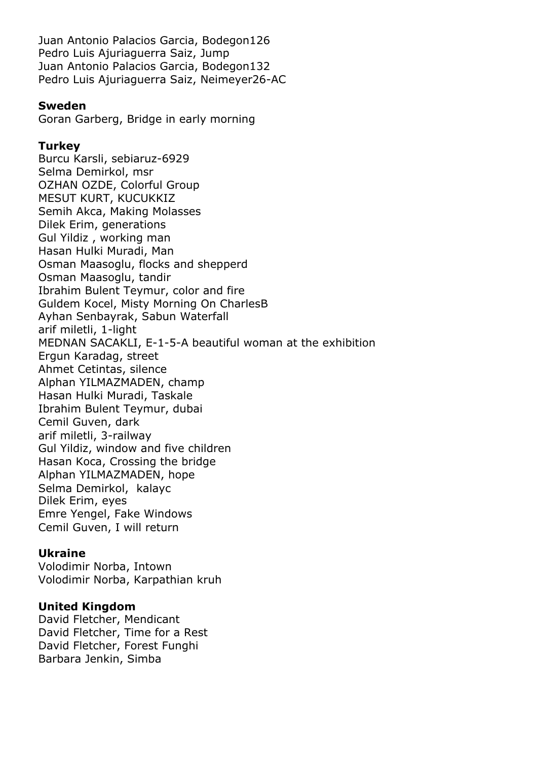Juan Antonio Palacios Garcia, Bodegon126
Pedro Luis Ajuriaguerra Saiz, Jump
Juan Antonio Palacios Garcia, Bodegon132
Pedro Luis Ajuriaguerra Saiz, Neimeyer26-AC

**Sweden**
Goran Garberg, Bridge in early morning

**Turkey**
Burcu Karsli, sebiaruz-6929
Selma Demirkol, msr
OZHAN OZDE, Colorful Group
MESUT KURT, KUCUKKIZ
Semih Akca, Making Molasses
Dilek Erim, generations
Gul Yildiz , working man
Hasan Hulki Muradi, Man
Osman Maasoglu, flocks and shepperd
Osman Maasoglu, tandir
Ibrahim Bulent Teymur, color and fire
Guldem Kocel, Misty Morning On CharlesB
Ayhan Senbayrak, Sabun Waterfall
arif miletli, 1-light
MEDNAN SACAKLI, E-1-5-A beautiful woman at the exhibition
Ergun Karadag, street
Ahmet Cetintas, silence
Alphan YILMAZMADEN, champ
Hasan Hulki Muradi, Taskale
Ibrahim Bulent Teymur, dubai
Cemil Guven, dark
arif miletli, 3-railway
Gul Yildiz, window and five children
Hasan Koca, Crossing the bridge
Alphan YILMAZMADEN, hope
Selma Demirkol,  kalayc
Dilek Erim, eyes
Emre Yengel, Fake Windows
Cemil Guven, I will return

**Ukraine**
Volodimir Norba, Intown
Volodimir Norba, Karpathian kruh

**United Kingdom**
David Fletcher, Mendicant
David Fletcher, Time for a Rest
David Fletcher, Forest Funghi
Barbara Jenkin, Simba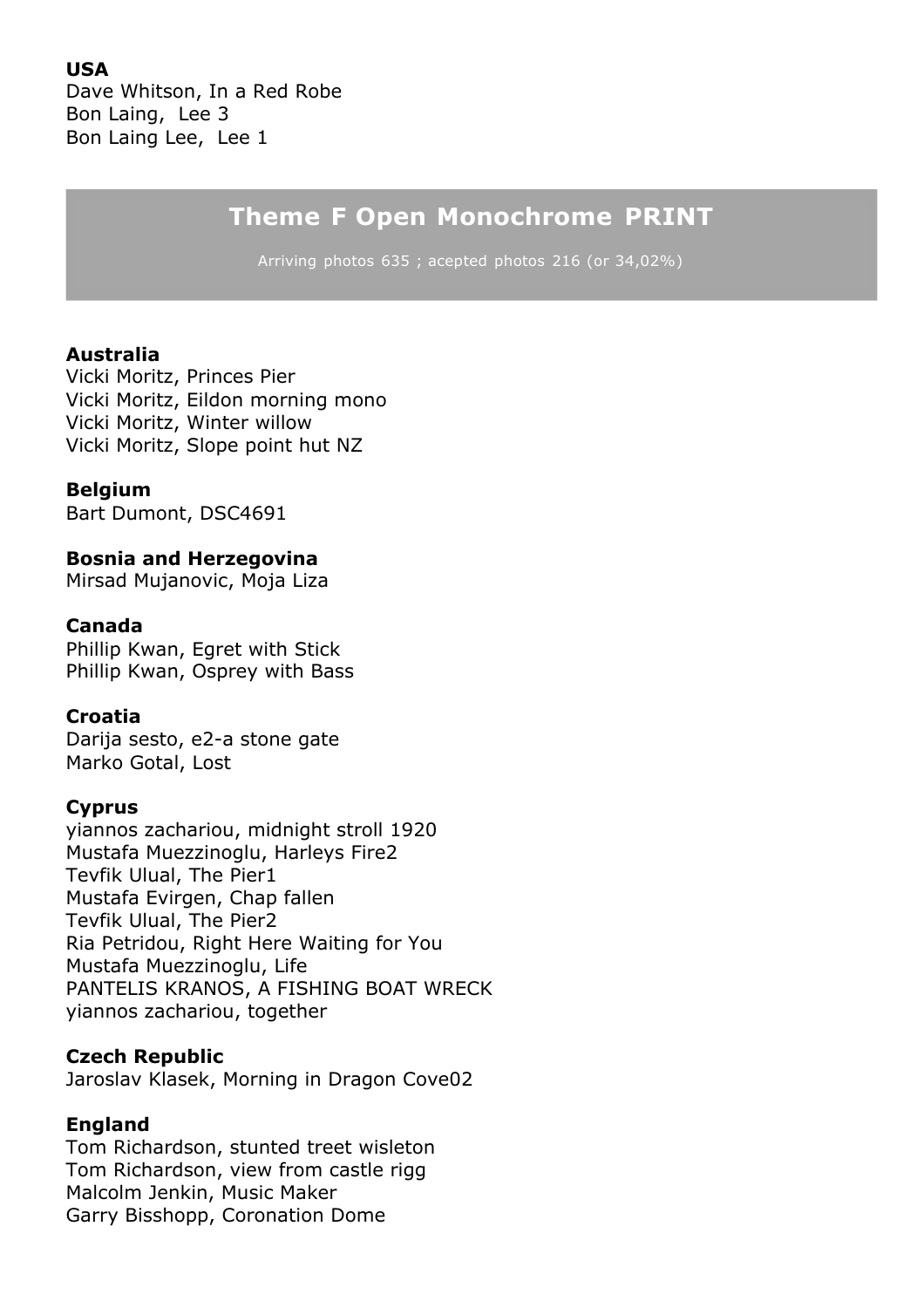**USA**
Dave Whitson, In a Red Robe
Bon Laing,  Lee 3
Bon Laing Lee,  Lee 1

## Theme F Open Monochrome PRINT

Arriving photos 635 ; acepted photos 216 (or 34,02%)

**Australia**
Vicki Moritz, Princes Pier
Vicki Moritz, Eildon morning mono
Vicki Moritz, Winter willow
Vicki Moritz, Slope point hut NZ

**Belgium**
Bart Dumont, DSC4691

**Bosnia and Herzegovina**
Mirsad Mujanovic, Moja Liza

**Canada**
Phillip Kwan, Egret with Stick
Phillip Kwan, Osprey with Bass

**Croatia**
Darija sesto, e2-a stone gate
Marko Gotal, Lost

**Cyprus**
yiannos zachariou, midnight stroll 1920
Mustafa Muezzinoglu, Harleys Fire2
Tevfik Ulual, The Pier1
Mustafa Evirgen, Chap fallen
Tevfik Ulual, The Pier2
Ria Petridou, Right Here Waiting for You
Mustafa Muezzinoglu, Life
PANTELIS KRANOS, A FISHING BOAT WRECK
yiannos zachariou, together

**Czech Republic**
Jaroslav Klasek, Morning in Dragon Cove02

**England**
Tom Richardson, stunted treet wisleton
Tom Richardson, view from castle rigg
Malcolm Jenkin, Music Maker
Garry Bisshopp, Coronation Dome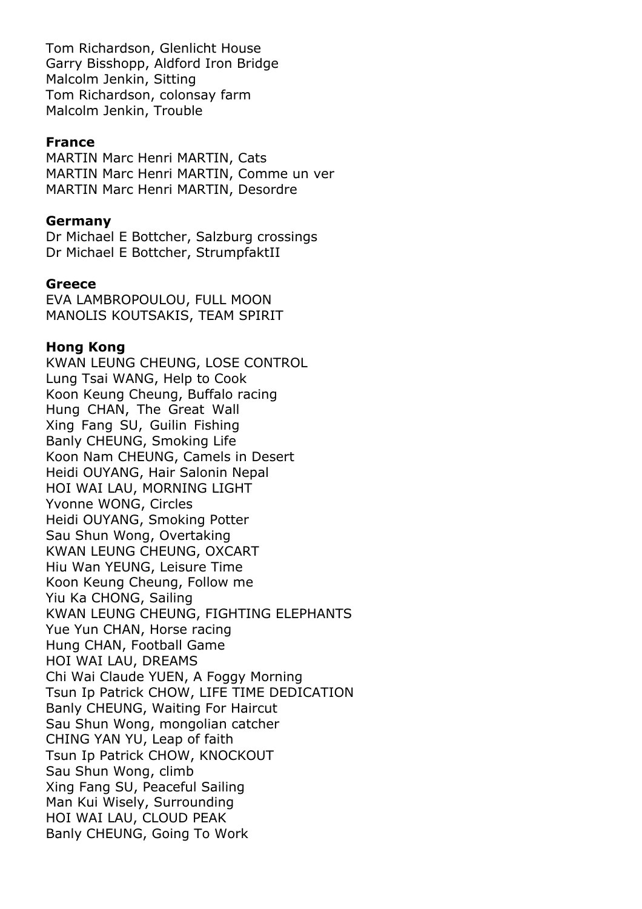Tom Richardson, Glenlicht House
Garry Bisshopp, Aldford Iron Bridge
Malcolm Jenkin, Sitting
Tom Richardson, colonsay farm
Malcolm Jenkin, Trouble

**France**
MARTIN Marc Henri MARTIN, Cats
MARTIN Marc Henri MARTIN, Comme un ver
MARTIN Marc Henri MARTIN, Desordre

**Germany**
Dr Michael E Bottcher, Salzburg crossings
Dr Michael E Bottcher, StrumpfaktII

**Greece**
EVA LAMBROPOULOU, FULL MOON
MANOLIS KOUTSAKIS, TEAM SPIRIT

**Hong Kong**
KWAN LEUNG CHEUNG, LOSE CONTROL
Lung Tsai WANG, Help to Cook
Koon Keung Cheung, Buffalo racing
Hung CHAN, The Great Wall
Xing Fang SU, Guilin Fishing
Banly CHEUNG, Smoking Life
Koon Nam CHEUNG, Camels in Desert
Heidi OUYANG, Hair Salonin Nepal
HOI WAI LAU, MORNING LIGHT
Yvonne WONG, Circles
Heidi OUYANG, Smoking Potter
Sau Shun Wong, Overtaking
KWAN LEUNG CHEUNG, OXCART
Hiu Wan YEUNG, Leisure Time
Koon Keung Cheung, Follow me
Yiu Ka CHONG, Sailing
KWAN LEUNG CHEUNG, FIGHTING ELEPHANTS
Yue Yun CHAN, Horse racing
Hung CHAN, Football Game
HOI WAI LAU, DREAMS
Chi Wai Claude YUEN, A Foggy Morning
Tsun Ip Patrick CHOW, LIFE TIME DEDICATION
Banly CHEUNG, Waiting For Haircut
Sau Shun Wong, mongolian catcher
CHING YAN YU, Leap of faith
Tsun Ip Patrick CHOW, KNOCKOUT
Sau Shun Wong, climb
Xing Fang SU, Peaceful Sailing
Man Kui Wisely, Surrounding
HOI WAI LAU, CLOUD PEAK
Banly CHEUNG, Going To Work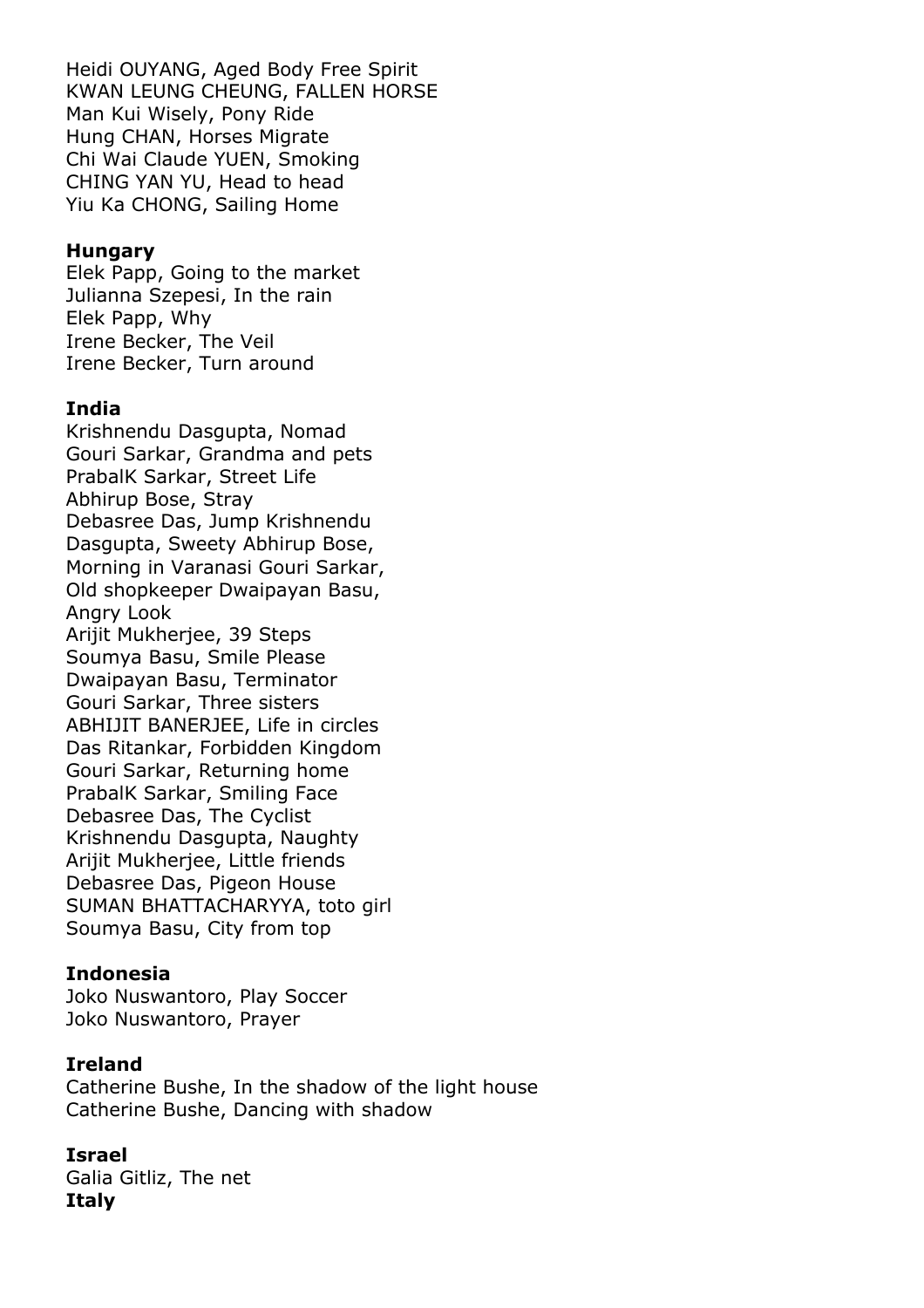Heidi OUYANG, Aged Body Free Spirit
KWAN LEUNG CHEUNG, FALLEN HORSE
Man Kui Wisely, Pony Ride
Hung CHAN, Horses Migrate
Chi Wai Claude YUEN, Smoking
CHING YAN YU, Head to head
Yiu Ka CHONG, Sailing Home

**Hungary**
Elek Papp, Going to the market
Julianna Szepesi, In the rain
Elek Papp, Why
Irene Becker, The Veil
Irene Becker, Turn around

**India**
Krishnendu Dasgupta, Nomad
Gouri Sarkar, Grandma and pets
PrabalK Sarkar, Street Life
Abhirup Bose, Stray
Debasree Das, Jump Krishnendu
Dasgupta, Sweety Abhirup Bose,
Morning in Varanasi Gouri Sarkar,
Old shopkeeper Dwaipayan Basu,
Angry Look
Arijit Mukherjee, 39 Steps
Soumya Basu, Smile Please
Dwaipayan Basu, Terminator
Gouri Sarkar, Three sisters
ABHIJIT BANERJEE, Life in circles
Das Ritankar, Forbidden Kingdom
Gouri Sarkar, Returning home
PrabalK Sarkar, Smiling Face
Debasree Das, The Cyclist
Krishnendu Dasgupta, Naughty
Arijit Mukherjee, Little friends
Debasree Das, Pigeon House
SUMAN BHATTACHARYYA, toto girl
Soumya Basu, City from top

**Indonesia**
Joko Nuswantoro, Play Soccer
Joko Nuswantoro, Prayer

**Ireland**
Catherine Bushe, In the shadow of the light house
Catherine Bushe, Dancing with shadow

**Israel**
Galia Gitliz, The net
**Italy**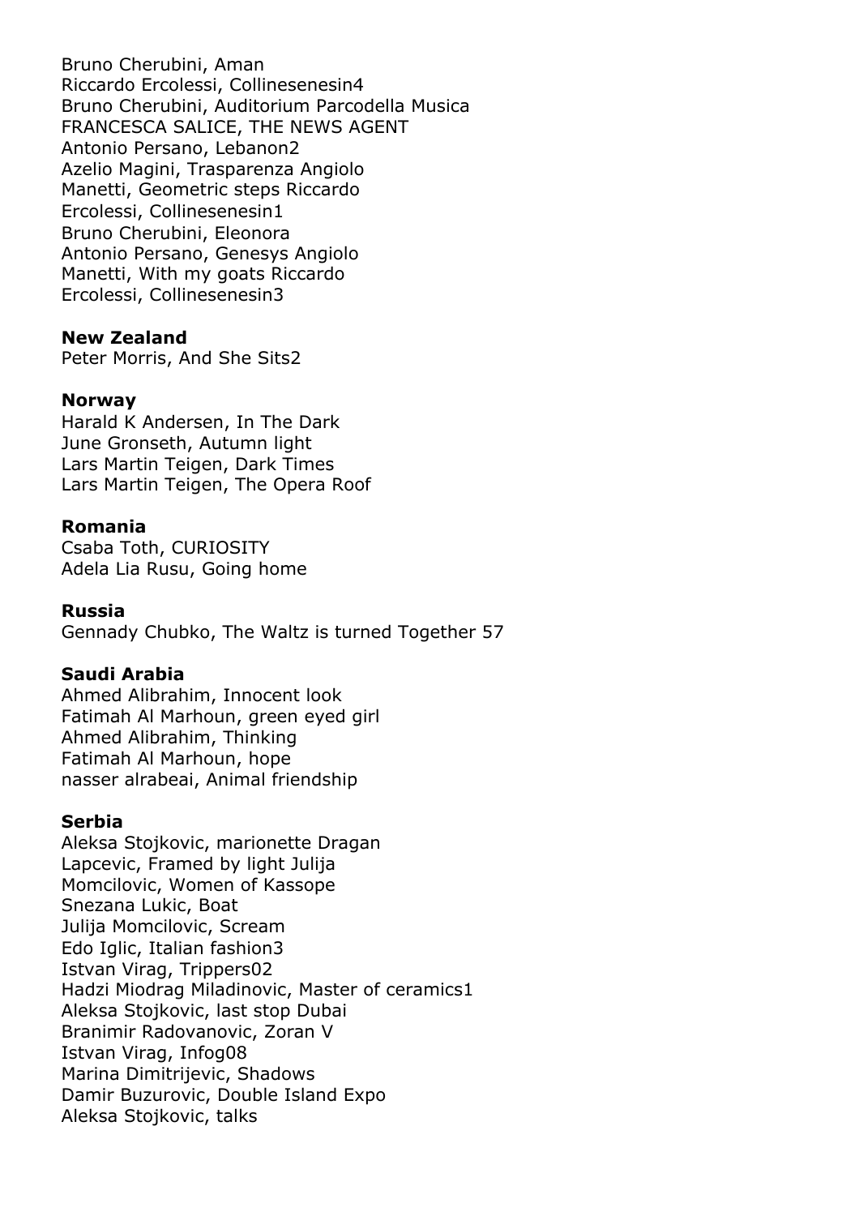Bruno Cherubini, Aman
Riccardo Ercolessi, Collinesenesin4
Bruno Cherubini, Auditorium Parcodella Musica
FRANCESCA SALICE, THE NEWS AGENT
Antonio Persano, Lebanon2
Azelio Magini, Trasparenza Angiolo
Manetti, Geometric steps Riccardo
Ercolessi, Collinesenesin1
Bruno Cherubini, Eleonora
Antonio Persano, Genesys Angiolo
Manetti, With my goats Riccardo
Ercolessi, Collinesenesin3

**New Zealand**
Peter Morris, And She Sits2

**Norway**
Harald K Andersen, In The Dark
June Gronseth, Autumn light
Lars Martin Teigen, Dark Times
Lars Martin Teigen, The Opera Roof

**Romania**
Csaba Toth, CURIOSITY
Adela Lia Rusu, Going home

**Russia**
Gennady Chubko, The Waltz is turned Together 57

**Saudi Arabia**
Ahmed Alibrahim, Innocent look
Fatimah Al Marhoun, green eyed girl
Ahmed Alibrahim, Thinking
Fatimah Al Marhoun, hope
nasser alrabeai, Animal friendship

**Serbia**
Aleksa Stojkovic, marionette Dragan
Lapcevic, Framed by light Julija
Momcilovic, Women of Kassope
Snezana Lukic, Boat
Julija Momcilovic, Scream
Edo Iglic, Italian fashion3
Istvan Virag, Trippers02
Hadzi Miodrag Miladinovic, Master of ceramics1
Aleksa Stojkovic, last stop Dubai
Branimir Radovanovic, Zoran V
Istvan Virag, Infog08
Marina Dimitrijevic, Shadows
Damir Buzurovic, Double Island Expo
Aleksa Stojkovic, talks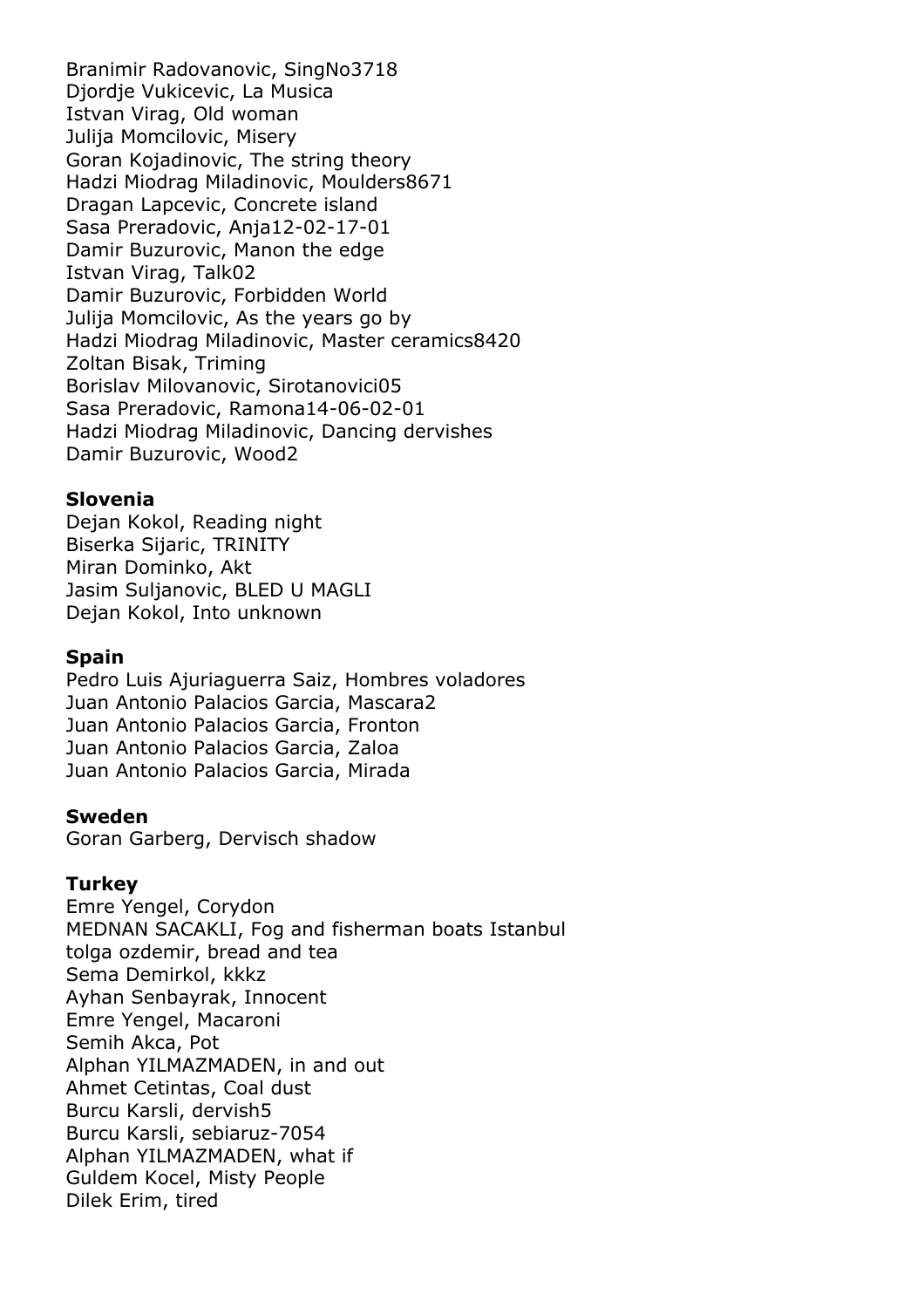Branimir Radovanovic, SingNo3718
Djordje Vukicevic, La Musica
Istvan Virag, Old woman
Julija Momcilovic, Misery
Goran Kojadinovic, The string theory
Hadzi Miodrag Miladinovic, Moulders8671
Dragan Lapcevic, Concrete island
Sasa Preradovic, Anja12-02-17-01
Damir Buzurovic, Manon the edge
Istvan Virag, Talk02
Damir Buzurovic, Forbidden World
Julija Momcilovic, As the years go by
Hadzi Miodrag Miladinovic, Master ceramics8420
Zoltan Bisak, Triming
Borislav Milovanovic, Sirotanovici05
Sasa Preradovic, Ramona14-06-02-01
Hadzi Miodrag Miladinovic, Dancing dervishes
Damir Buzurovic, Wood2

**Slovenia**

Dejan Kokol, Reading night
Biserka Sijaric, TRINITY
Miran Dominko, Akt
Jasim Suljanovic, BLED U MAGLI
Dejan Kokol, Into unknown

**Spain**

Pedro Luis Ajuriaguerra Saiz, Hombres voladores
Juan Antonio Palacios Garcia, Mascara2
Juan Antonio Palacios Garcia, Fronton
Juan Antonio Palacios Garcia, Zaloa
Juan Antonio Palacios Garcia, Mirada

**Sweden**

Goran Garberg, Dervisch shadow

**Turkey**

Emre Yengel, Corydon
MEDNAN SACAKLI, Fog and fisherman boats Istanbul
tolga ozdemir, bread and tea
Sema Demirkol, kkkz
Ayhan Senbayrak, Innocent
Emre Yengel, Macaroni
Semih Akca, Pot
Alphan YILMAZMADEN, in and out
Ahmet Cetintas, Coal dust
Burcu Karsli, dervish5
Burcu Karsli, sebiaruz-7054
Alphan YILMAZMADEN, what if
Guldem Kocel, Misty People
Dilek Erim, tired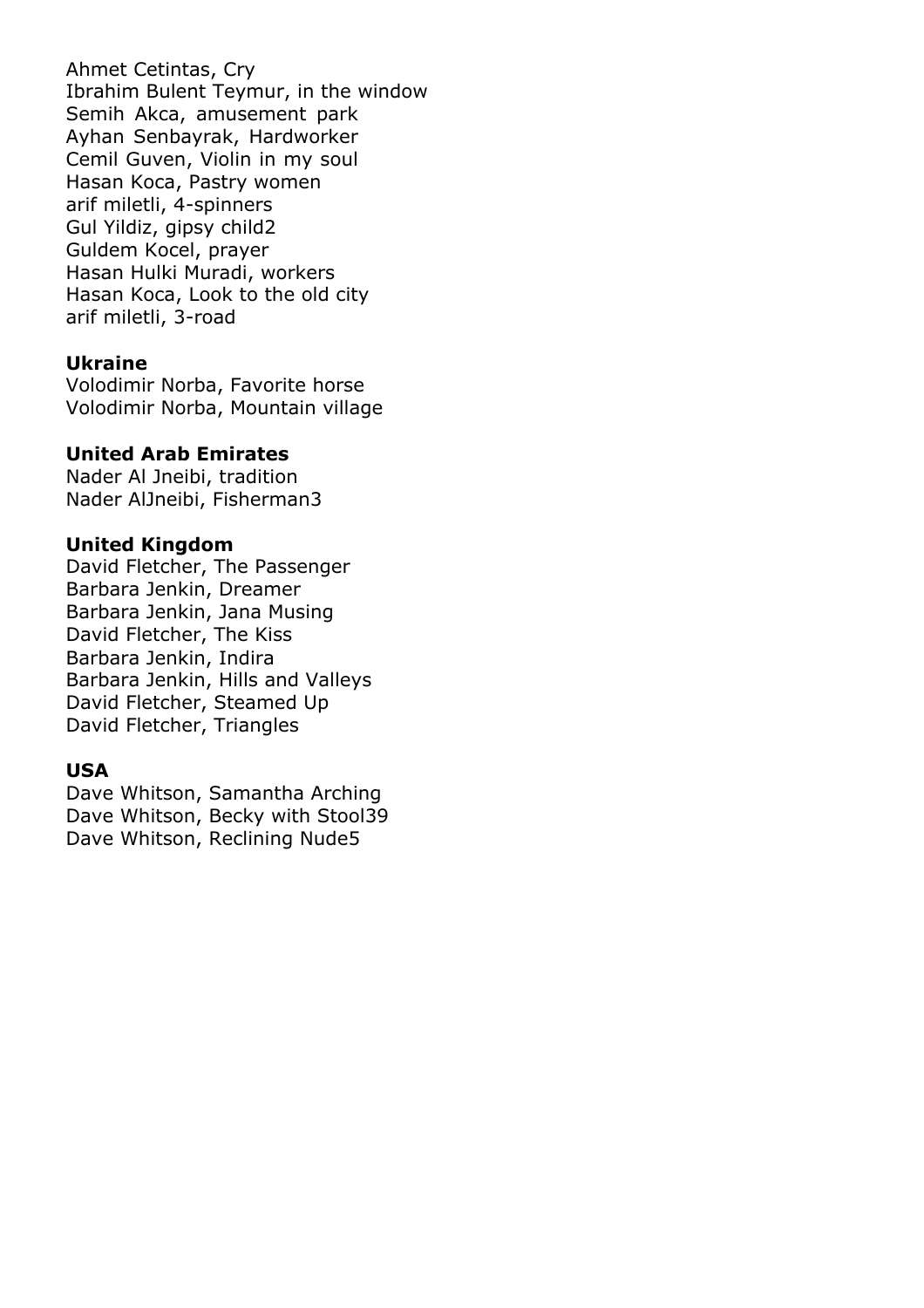Ahmet Cetintas, Cry
Ibrahim Bulent Teymur, in the window
Semih Akca, amusement park
Ayhan Senbayrak, Hardworker
Cemil Guven, Violin in my soul
Hasan Koca, Pastry women
arif miletli, 4-spinners
Gul Yildiz, gipsy child2
Guldem Kocel, prayer
Hasan Hulki Muradi, workers
Hasan Koca, Look to the old city
arif miletli, 3-road

**Ukraine**
Volodimir Norba, Favorite horse
Volodimir Norba, Mountain village

**United Arab Emirates**
Nader Al Jneibi, tradition
Nader AlJneibi, Fisherman3

**United Kingdom**
David Fletcher, The Passenger
Barbara Jenkin, Dreamer
Barbara Jenkin, Jana Musing
David Fletcher, The Kiss
Barbara Jenkin, Indira
Barbara Jenkin, Hills and Valleys
David Fletcher, Steamed Up
David Fletcher, Triangles

**USA**
Dave Whitson, Samantha Arching
Dave Whitson, Becky with Stool39
Dave Whitson, Reclining Nude5